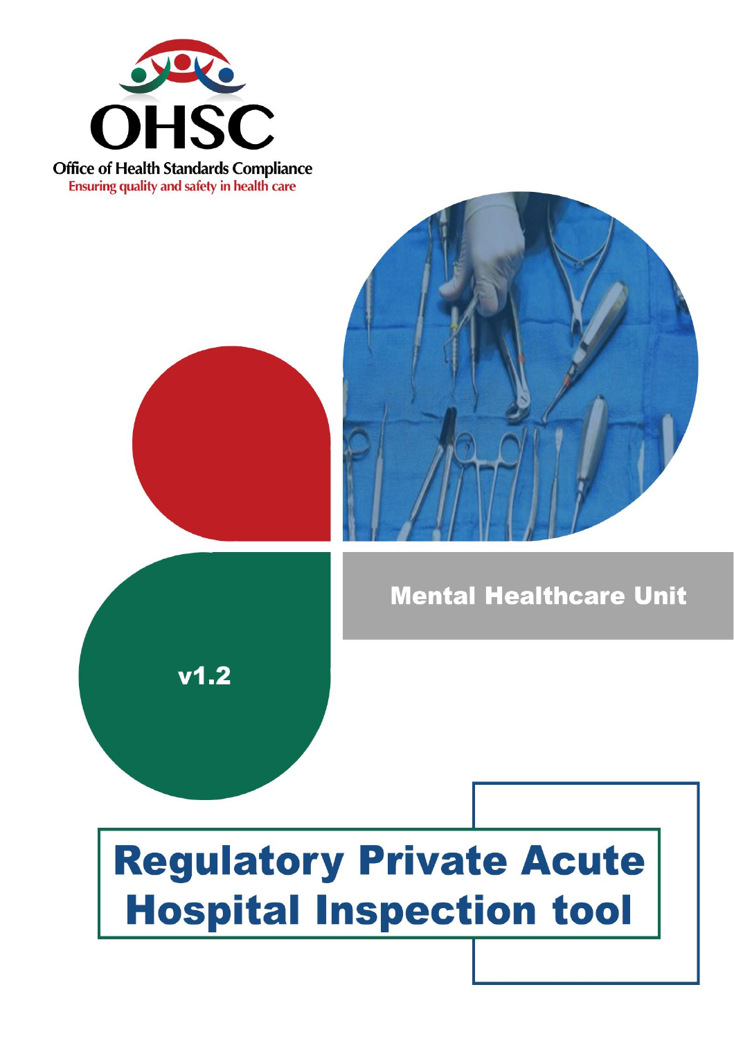**OHSC**

**Office of Health Standards Compliance**

Ensuring quality and safety in health care

## Mental Healthcare Unit

**v1.2**

# Regulatory Private Acute Hospital Inspection tool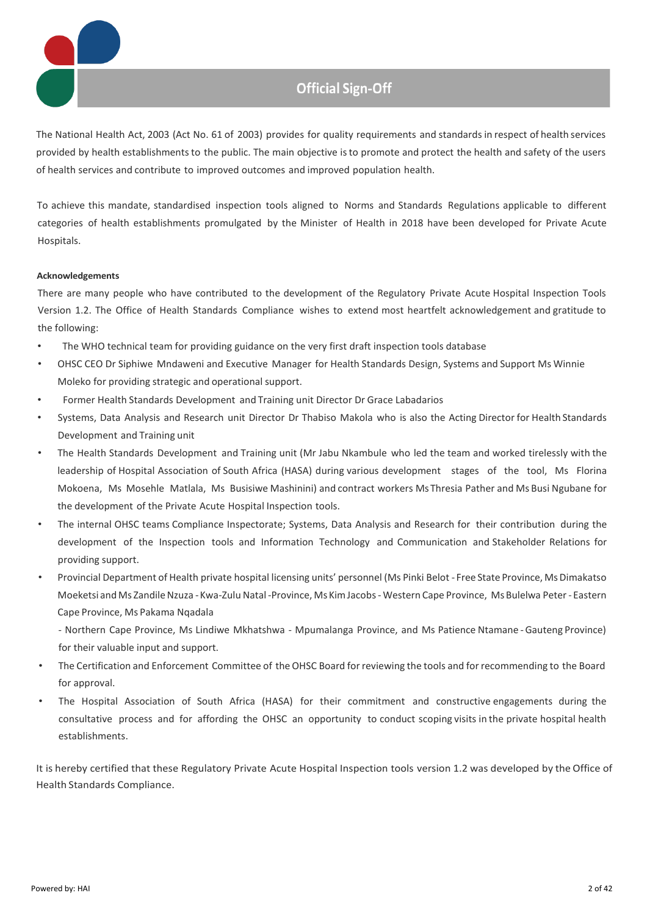# Official Sign-Off

The National Health Act, 2003 (Act No. 61 of 2003) provides for quality requirements and standards in respect of health services provided by health establishments to the public. The main objective is to promote and protect the health and safety of the users of health services and contribute to improved outcomes and improved population health.

To achieve this mandate, standardised inspection tools aligned to Norms and Standards Regulations applicable to different categories of health establishments promulgated by the Minister of Health in 2018 have been developed for Private Acute Hospitals.

**Acknowledgements**

There are many people who have contributed to the development of the Regulatory Private Acute Hospital Inspection Tools Version 1.2. The Office of Health Standards Compliance wishes to extend most heartfelt acknowledgement and gratitude to the following:

- The WHO technical team for providing guidance on the very first draft inspection tools database
- OHSC CEO Dr Siphiwe Mndaweni and Executive Manager for Health Standards Design, Systems and Support Ms Winnie Moleko for providing strategic and operational support.
- Former Health Standards Development and Training unit Director Dr Grace Labadarios
- Systems, Data Analysis and Research unit Director Dr Thabiso Makola who is also the Acting Director for Health Standards Development and Training unit
- The Health Standards Development and Training unit (Mr Jabu Nkambule who led the team and worked tirelessly with the leadership of Hospital Association of South Africa (HASA) during various development stages of the tool, Ms Florina Mokoena, Ms Mosehle Matlala, Ms Busisiwe Mashinini) and contract workers Ms Thresia Pather and Ms Busi Ngubane for the development of the Private Acute Hospital Inspection tools.
- The internal OHSC teams Compliance Inspectorate; Systems, Data Analysis and Research for their contribution during the development of the Inspection tools and Information Technology and Communication and Stakeholder Relations for providing support.
- Provincial Department of Health private hospital licensing units' personnel (Ms Pinki Belot - Free State Province, Ms Dimakatso Moeketsi and Ms Zandile Nzuza - Kwa-Zulu Natal -Province, Ms Kim Jacobs - Western Cape Province, Ms Bulelwa Peter - Eastern Cape Province, Ms Pakama Nqadala - Northern Cape Province, Ms Lindiwe Mkhatshwa - Mpumalanga Province, and Ms Patience Ntamane - Gauteng Province) for their valuable input and support.
- The Certification and Enforcement Committee of the OHSC Board for reviewing the tools and for recommending to the Board for approval.
- The Hospital Association of South Africa (HASA) for their commitment and constructive engagements during the consultative process and for affording the OHSC an opportunity to conduct scoping visits in the private hospital health establishments.

It is hereby certified that these Regulatory Private Acute Hospital Inspection tools version 1.2 was developed by the Office of Health Standards Compliance.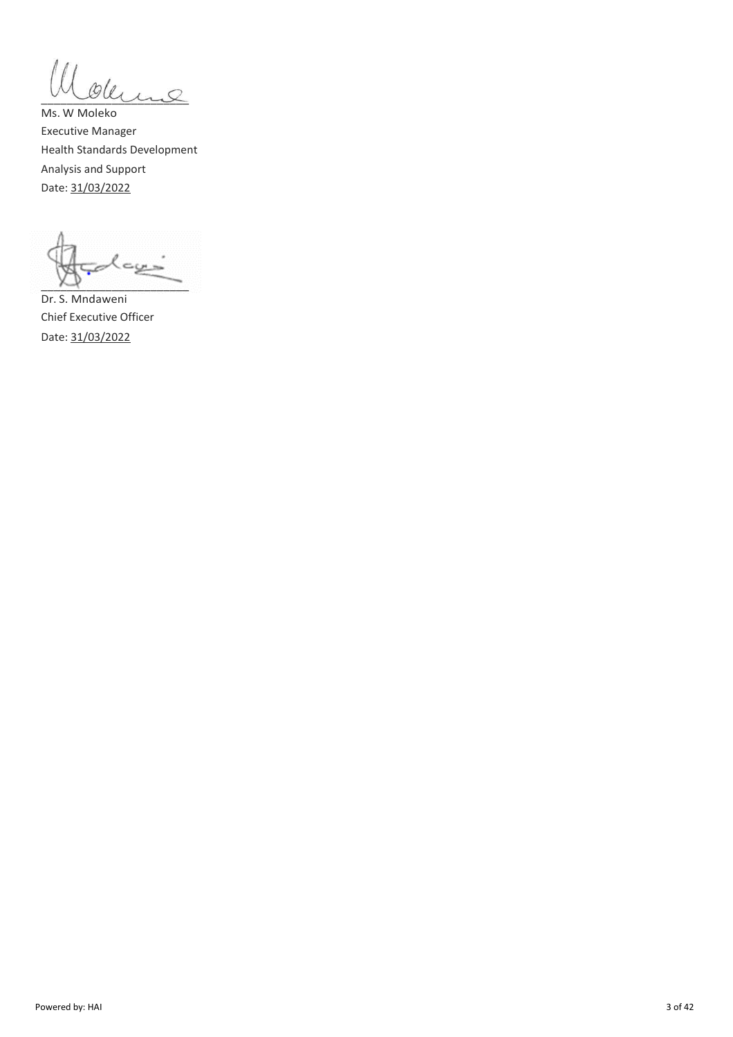Ms. W Moleko
Executive Manager
Health Standards Development
Analysis and Support
Date: 31/03/2022

Dr. S. Mndaweni
Chief Executive Officer
Date: 31/03/2022

Powered by: HAI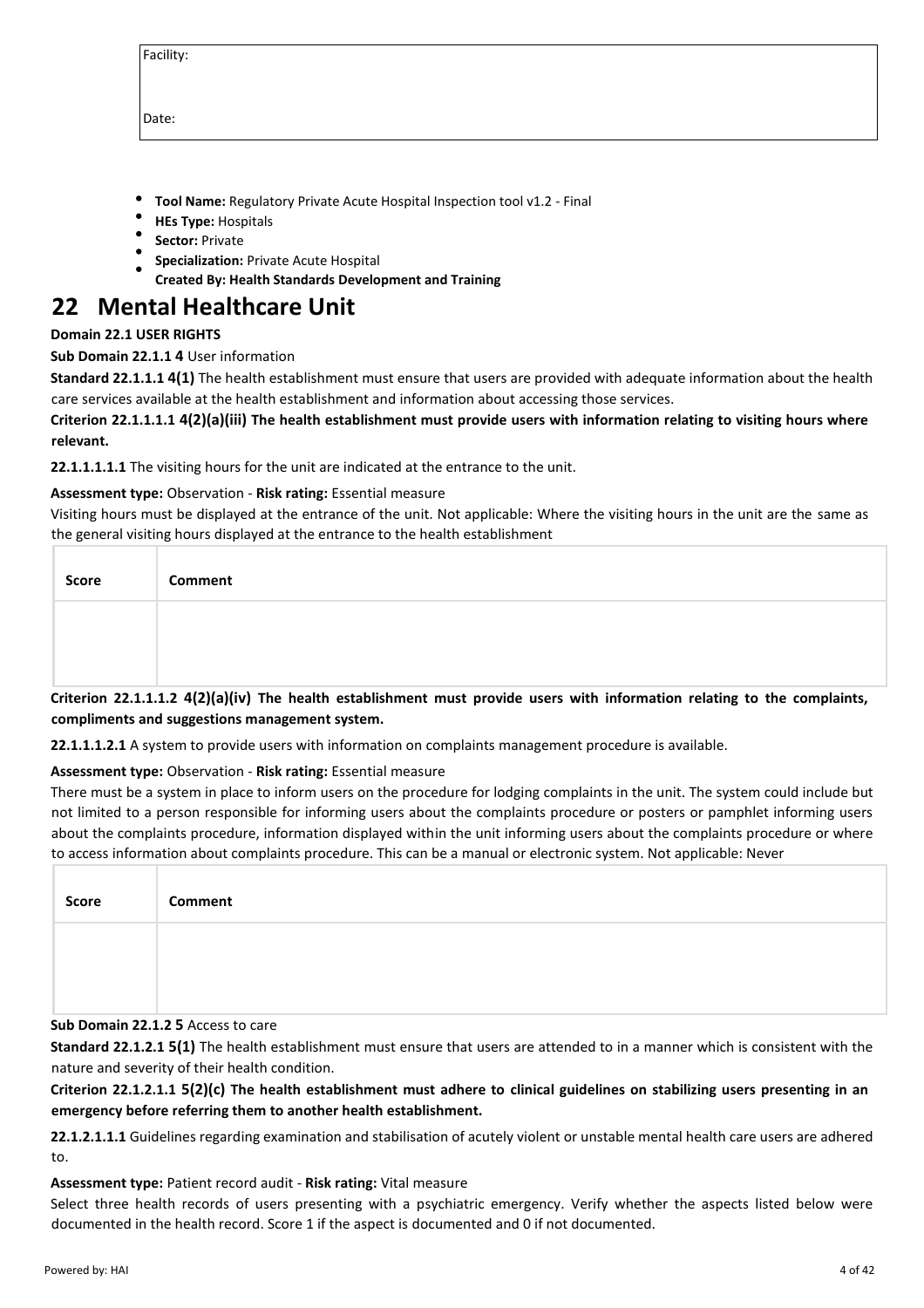| Facility: |
|---|
| Date: |

- **Tool Name:** Regulatory Private Acute Hospital Inspection tool v1.2 - Final
- **HEs Type:** Hospitals
- **Sector:** Private
- **Specialization:** Private Acute Hospital
- **Created By: Health Standards Development and Training**

# 22 Mental Healthcare Unit

**Domain 22.1 USER RIGHTS**

**Sub Domain 22.1.1 4** User information

**Standard 22.1.1.1 4(1)** The health establishment must ensure that users are provided with adequate information about the health care services available at the health establishment and information about accessing those services.

**Criterion 22.1.1.1.1 4(2)(a)(iii) The health establishment must provide users with information relating to visiting hours where relevant.**

**22.1.1.1.1.1** The visiting hours for the unit are indicated at the entrance to the unit.

**Assessment type:** Observation - **Risk rating:** Essential measure

Visiting hours must be displayed at the entrance of the unit. Not applicable: Where the visiting hours in the unit are the same as the general visiting hours displayed at the entrance to the health establishment

| Score | Comment |
|---|---|
| | |

**Criterion 22.1.1.1.2 4(2)(a)(iv) The health establishment must provide users with information relating to the complaints, compliments and suggestions management system.**

**22.1.1.1.2.1** A system to provide users with information on complaints management procedure is available.

**Assessment type:** Observation - **Risk rating:** Essential measure

There must be a system in place to inform users on the procedure for lodging complaints in the unit. The system could include but not limited to a person responsible for informing users about the complaints procedure or posters or pamphlet informing users about the complaints procedure, information displayed within the unit informing users about the complaints procedure or where to access information about complaints procedure. This can be a manual or electronic system. Not applicable: Never

| Score | Comment |
|---|---|
| | |

**Sub Domain 22.1.2 5** Access to care

**Standard 22.1.2.1 5(1)** The health establishment must ensure that users are attended to in a manner which is consistent with the nature and severity of their health condition.

**Criterion 22.1.2.1.1 5(2)(c) The health establishment must adhere to clinical guidelines on stabilizing users presenting in an emergency before referring them to another health establishment.**

**22.1.2.1.1.1** Guidelines regarding examination and stabilisation of acutely violent or unstable mental health care users are adhered to.

**Assessment type:** Patient record audit - **Risk rating:** Vital measure

Select three health records of users presenting with a psychiatric emergency. Verify whether the aspects listed below were documented in the health record. Score 1 if the aspect is documented and 0 if not documented.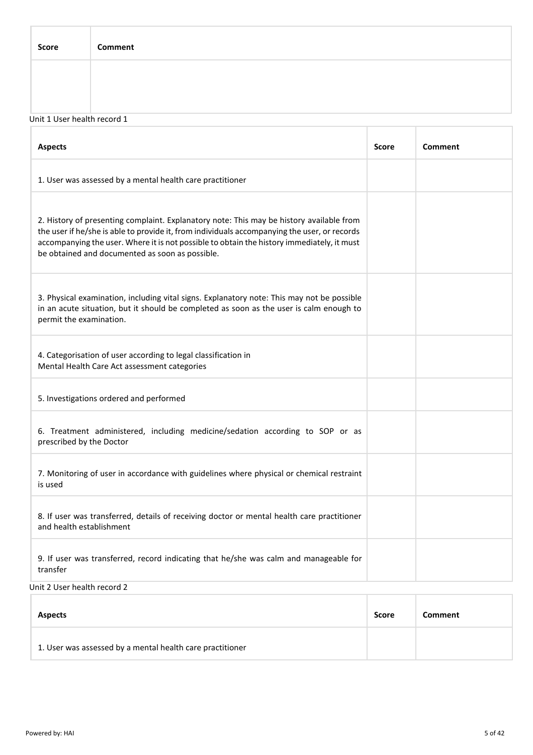| Score | Comment |
| --- | --- |
| | |

Unit 1 User health record 1

| Aspects | Score | Comment |
| --- | --- | --- |
| 1. User was assessed by a mental health care practitioner | | |
| 2. History of presenting complaint. Explanatory note: This may be history available from the user if he/she is able to provide it, from individuals accompanying the user, or records accompanying the user. Where it is not possible to obtain the history immediately, it must be obtained and documented as soon as possible. | | |
| 3. Physical examination, including vital signs. Explanatory note: This may not be possible in an acute situation, but it should be completed as soon as the user is calm enough to permit the examination. | | |
| 4. Categorisation of user according to legal classification in Mental Health Care Act assessment categories | | |
| 5. Investigations ordered and performed | | |
| 6. Treatment administered, including medicine/sedation according to SOP or as prescribed by the Doctor | | |
| 7. Monitoring of user in accordance with guidelines where physical or chemical restraint is used | | |
| 8. If user was transferred, details of receiving doctor or mental health care practitioner and health establishment | | |
| 9. If user was transferred, record indicating that he/she was calm and manageable for transfer | | |

Unit 2 User health record 2

| Aspects | Score | Comment |
| --- | --- | --- |
| 1. User was assessed by a mental health care practitioner | | |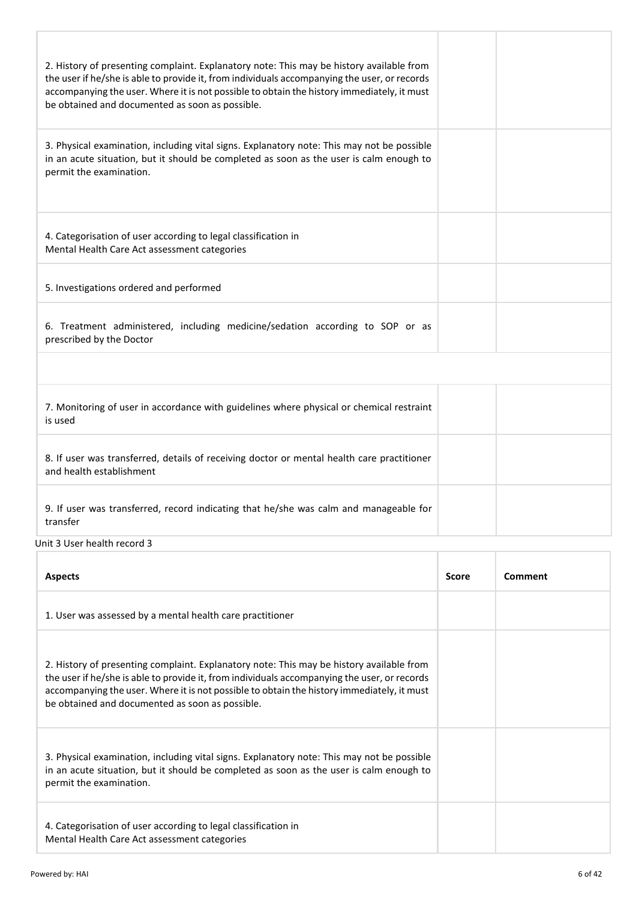| | | |
|---|---|---|
| 2. History of presenting complaint. Explanatory note: This may be history available from the user if he/she is able to provide it, from individuals accompanying the user, or records accompanying the user. Where it is not possible to obtain the history immediately, it must be obtained and documented as soon as possible. | | |
| 3. Physical examination, including vital signs. Explanatory note: This may not be possible in an acute situation, but it should be completed as soon as the user is calm enough to permit the examination. | | |
| 4. Categorisation of user according to legal classification in Mental Health Care Act assessment categories | | |
| 5. Investigations ordered and performed | | |
| 6. Treatment administered, including medicine/sedation according to SOP or as prescribed by the Doctor | | |
| | | |
| 7. Monitoring of user in accordance with guidelines where physical or chemical restraint is used | | |
| 8. If user was transferred, details of receiving doctor or mental health care practitioner and health establishment | | |
| 9. If user was transferred, record indicating that he/she was calm and manageable for transfer | | |

Unit 3 User health record 3

| Aspects | Score | Comment |
|---|---|---|
| 1. User was assessed by a mental health care practitioner | | |
| 2. History of presenting complaint. Explanatory note: This may be history available from the user if he/she is able to provide it, from individuals accompanying the user, or records accompanying the user. Where it is not possible to obtain the history immediately, it must be obtained and documented as soon as possible. | | |
| 3. Physical examination, including vital signs. Explanatory note: This may not be possible in an acute situation, but it should be completed as soon as the user is calm enough to permit the examination. | | |
| 4. Categorisation of user according to legal classification in Mental Health Care Act assessment categories | | |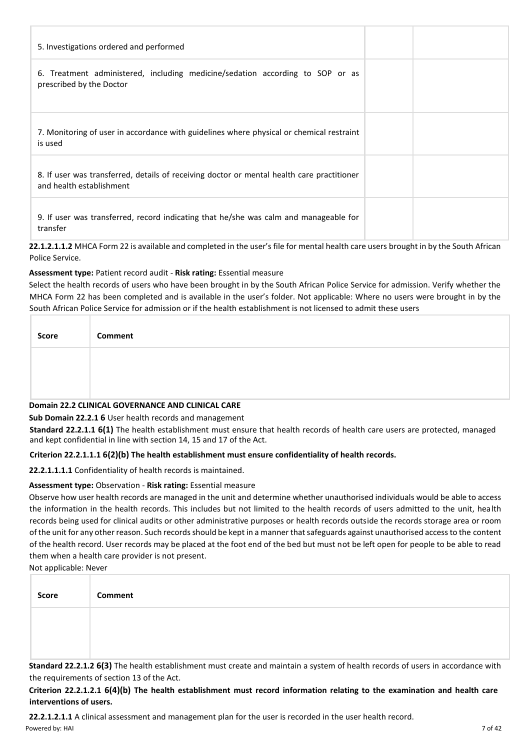| | | |
|---|---|---|
| 5. Investigations ordered and performed | | |
| 6. Treatment administered, including medicine/sedation according to SOP or as prescribed by the Doctor | | |
| 7. Monitoring of user in accordance with guidelines where physical or chemical restraint is used | | |
| 8. If user was transferred, details of receiving doctor or mental health care practitioner and health establishment | | |
| 9. If user was transferred, record indicating that he/she was calm and manageable for transfer | | |

**22.1.2.1.1.2** MHCA Form 22 is available and completed in the user's file for mental health care users brought in by the South African Police Service.

**Assessment type:** Patient record audit - **Risk rating:** Essential measure

Select the health records of users who have been brought in by the South African Police Service for admission. Verify whether the MHCA Form 22 has been completed and is available in the user's folder. Not applicable: Where no users were brought in by the South African Police Service for admission or if the health establishment is not licensed to admit these users

| Score | Comment |
|---|---|
| | |

**Domain 22.2 CLINICAL GOVERNANCE AND CLINICAL CARE**

**Sub Domain 22.2.1 6** User health records and management

**Standard 22.2.1.1 6(1)** The health establishment must ensure that health records of health care users are protected, managed and kept confidential in line with section 14, 15 and 17 of the Act.

**Criterion 22.2.1.1.1 6(2)(b) The health establishment must ensure confidentiality of health records.**

**22.2.1.1.1.1** Confidentiality of health records is maintained.

**Assessment type:** Observation - **Risk rating:** Essential measure

Observe how user health records are managed in the unit and determine whether unauthorised individuals would be able to access the information in the health records. This includes but not limited to the health records of users admitted to the unit, health records being used for clinical audits or other administrative purposes or health records outside the records storage area or room of the unit for any other reason. Such records should be kept in a manner that safeguards against unauthorised access to the content of the health record. User records may be placed at the foot end of the bed but must not be left open for people to be able to read them when a health care provider is not present.

Not applicable: Never

| Score | Comment |
|---|---|
| | |

**Standard 22.2.1.2 6(3)** The health establishment must create and maintain a system of health records of users in accordance with the requirements of section 13 of the Act.

**Criterion 22.2.1.2.1 6(4)(b) The health establishment must record information relating to the examination and health care interventions of users.**

**22.2.1.2.1.1** A clinical assessment and management plan for the user is recorded in the user health record.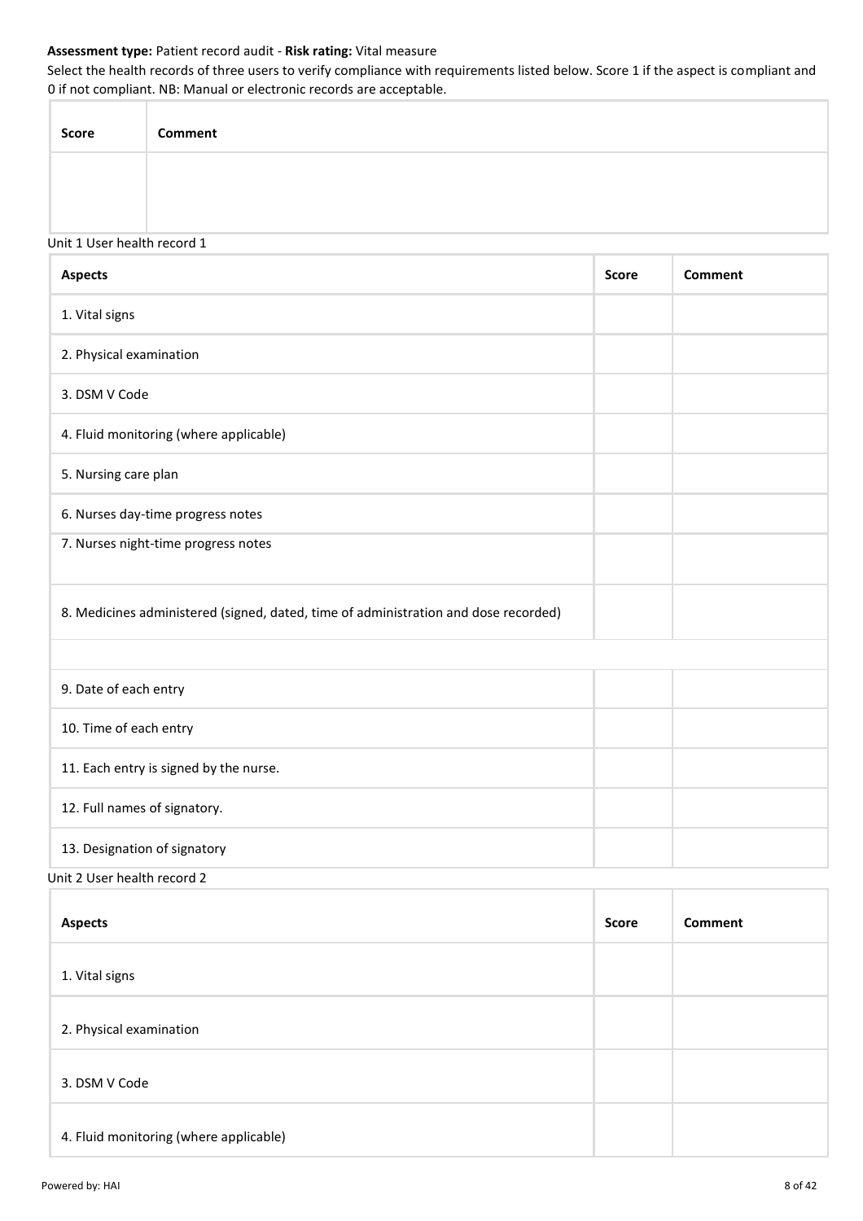**Assessment type:** Patient record audit - **Risk rating:** Vital measure

Select the health records of three users to verify compliance with requirements listed below. Score 1 if the aspect is compliant and 0 if not compliant. NB: Manual or electronic records are acceptable.

| Score | Comment |
| --- | --- |
| | |

Unit 1 User health record 1

| Aspects | Score | Comment |
| --- | --- | --- |
| 1. Vital signs | | |
| 2. Physical examination | | |
| 3. DSM V Code | | |
| 4. Fluid monitoring (where applicable) | | |
| 5. Nursing care plan | | |
| 6. Nurses day-time progress notes | | |
| 7. Nurses night-time progress notes | | |
| 8. Medicines administered (signed, dated, time of administration and dose recorded) | | |
| | | |
| 9. Date of each entry | | |
| 10. Time of each entry | | |
| 11. Each entry is signed by the nurse. | | |
| 12. Full names of signatory. | | |
| 13. Designation of signatory | | |

Unit 2 User health record 2

| Aspects | Score | Comment |
| --- | --- | --- |
| 1. Vital signs | | |
| 2. Physical examination | | |
| 3. DSM V Code | | |
| 4. Fluid monitoring (where applicable) | | |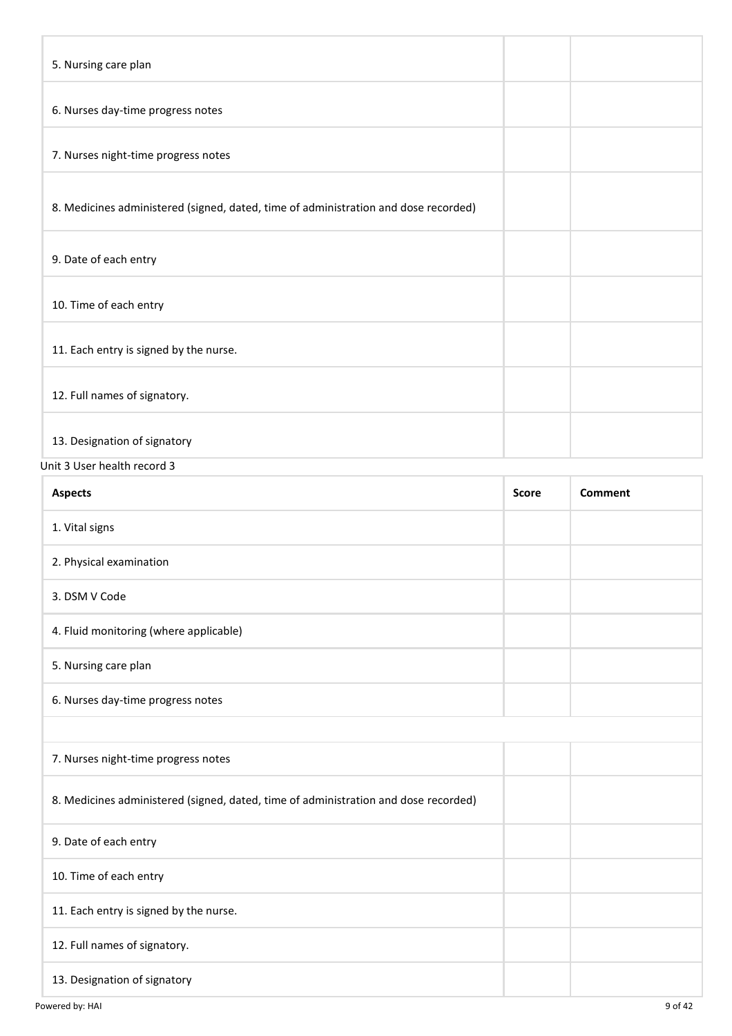| | | |
|---|---|---|
| 5. Nursing care plan | | |
| 6. Nurses day-time progress notes | | |
| 7. Nurses night-time progress notes | | |
| 8. Medicines administered (signed, dated, time of administration and dose recorded) | | |
| 9. Date of each entry | | |
| 10. Time of each entry | | |
| 11. Each entry is signed by the nurse. | | |
| 12. Full names of signatory. | | |
| 13. Designation of signatory | | |

Unit 3 User health record 3

| Aspects | Score | Comment |
|---|---|---|
| 1. Vital signs | | |
| 2. Physical examination | | |
| 3. DSM V Code | | |
| 4. Fluid monitoring (where applicable) | | |
| 5. Nursing care plan | | |
| 6. Nurses day-time progress notes | | |
| | | |
| 7. Nurses night-time progress notes | | |
| 8. Medicines administered (signed, dated, time of administration and dose recorded) | | |
| 9. Date of each entry | | |
| 10. Time of each entry | | |
| 11. Each entry is signed by the nurse. | | |
| 12. Full names of signatory. | | |
| 13. Designation of signatory | | |

Powered by: HAI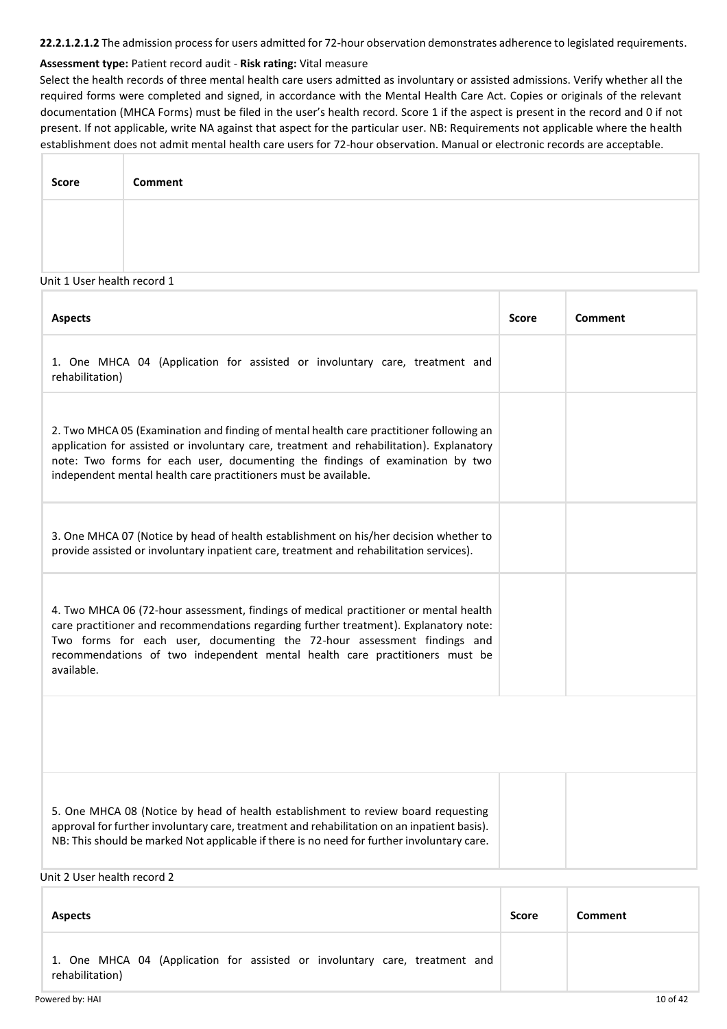**22.2.1.2.1.2** The admission process for users admitted for 72-hour observation demonstrates adherence to legislated requirements.

**Assessment type:** Patient record audit - **Risk rating:** Vital measure

Select the health records of three mental health care users admitted as involuntary or assisted admissions. Verify whether all the required forms were completed and signed, in accordance with the Mental Health Care Act. Copies or originals of the relevant documentation (MHCA Forms) must be filed in the user's health record. Score 1 if the aspect is present in the record and 0 if not present. If not applicable, write NA against that aspect for the particular user. NB: Requirements not applicable where the health establishment does not admit mental health care users for 72-hour observation. Manual or electronic records are acceptable.

| Score | Comment |
|---|---|
| | |

Unit 1 User health record 1

| Aspects | Score | Comment |
|---|---|---|
| 1. One MHCA 04 (Application for assisted or involuntary care, treatment and rehabilitation) | | |
| 2. Two MHCA 05 (Examination and finding of mental health care practitioner following an application for assisted or involuntary care, treatment and rehabilitation). Explanatory note: Two forms for each user, documenting the findings of examination by two independent mental health care practitioners must be available. | | |
| 3. One MHCA 07 (Notice by head of health establishment on his/her decision whether to provide assisted or involuntary inpatient care, treatment and rehabilitation services). | | |
| 4. Two MHCA 06 (72-hour assessment, findings of medical practitioner or mental health care practitioner and recommendations regarding further treatment). Explanatory note: Two forms for each user, documenting the 72-hour assessment findings and recommendations of two independent mental health care practitioners must be available. | | |
| | | |
| 5. One MHCA 08 (Notice by head of health establishment to review board requesting approval for further involuntary care, treatment and rehabilitation on an inpatient basis). NB: This should be marked Not applicable if there is no need for further involuntary care. | | |

Unit 2 User health record 2

| Aspects | Score | Comment |
|---|---|---|
| 1. One MHCA 04 (Application for assisted or involuntary care, treatment and rehabilitation) | | |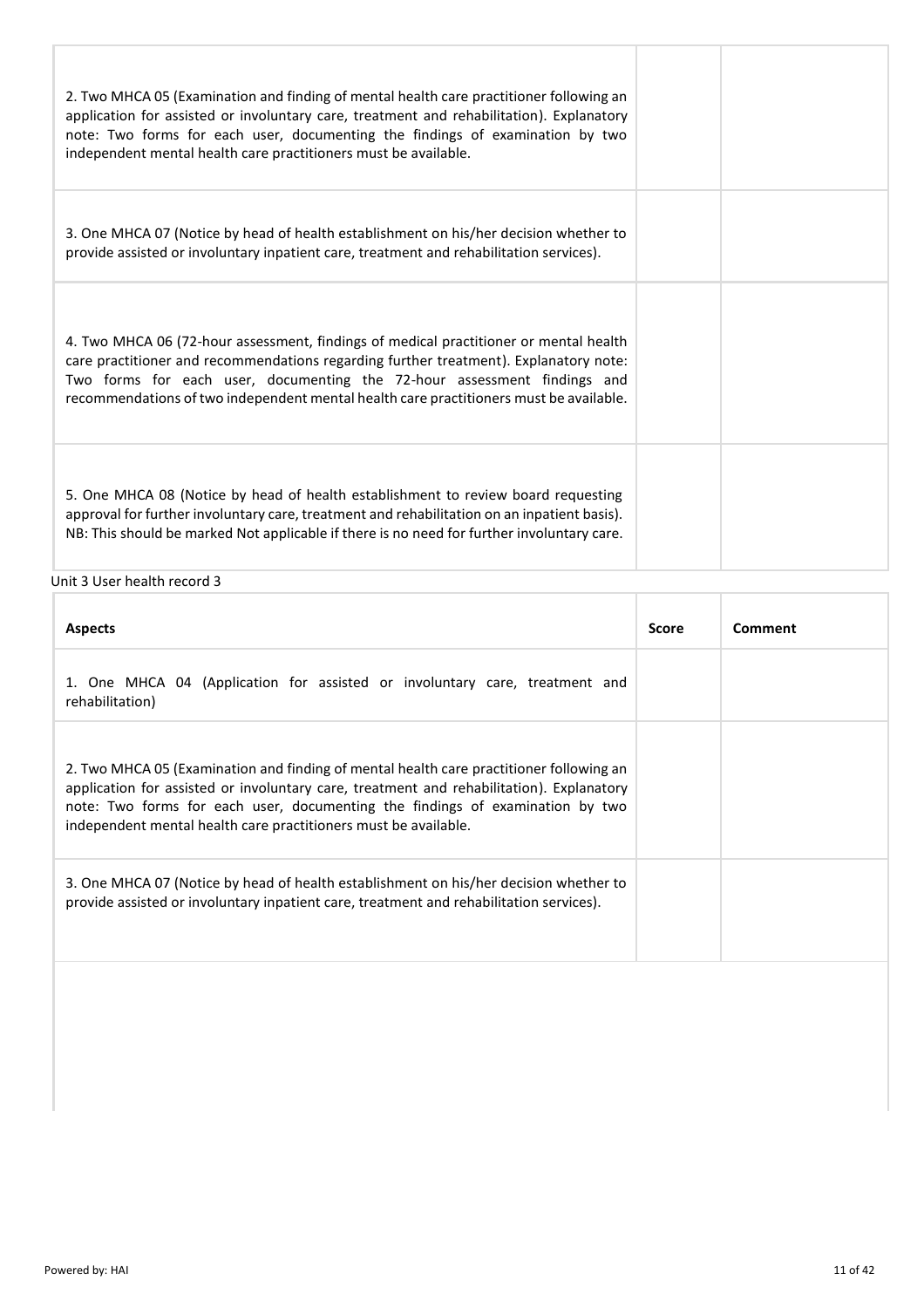| | | |
|---|---|---|
| 2. Two MHCA 05 (Examination and finding of mental health care practitioner following an application for assisted or involuntary care, treatment and rehabilitation). Explanatory note: Two forms for each user, documenting the findings of examination by two independent mental health care practitioners must be available. | | |
| 3. One MHCA 07 (Notice by head of health establishment on his/her decision whether to provide assisted or involuntary inpatient care, treatment and rehabilitation services). | | |
| 4. Two MHCA 06 (72-hour assessment, findings of medical practitioner or mental health care practitioner and recommendations regarding further treatment). Explanatory note: Two forms for each user, documenting the 72-hour assessment findings and recommendations of two independent mental health care practitioners must be available. | | |
| 5. One MHCA 08 (Notice by head of health establishment to review board requesting approval for further involuntary care, treatment and rehabilitation on an inpatient basis). NB: This should be marked Not applicable if there is no need for further involuntary care. | | |

Unit 3 User health record 3

| Aspects | Score | Comment |
|---|---|---|
| 1. One MHCA 04 (Application for assisted or involuntary care, treatment and rehabilitation) | | |
| 2. Two MHCA 05 (Examination and finding of mental health care practitioner following an application for assisted or involuntary care, treatment and rehabilitation). Explanatory note: Two forms for each user, documenting the findings of examination by two independent mental health care practitioners must be available. | | |
| 3. One MHCA 07 (Notice by head of health establishment on his/her decision whether to provide assisted or involuntary inpatient care, treatment and rehabilitation services). | | |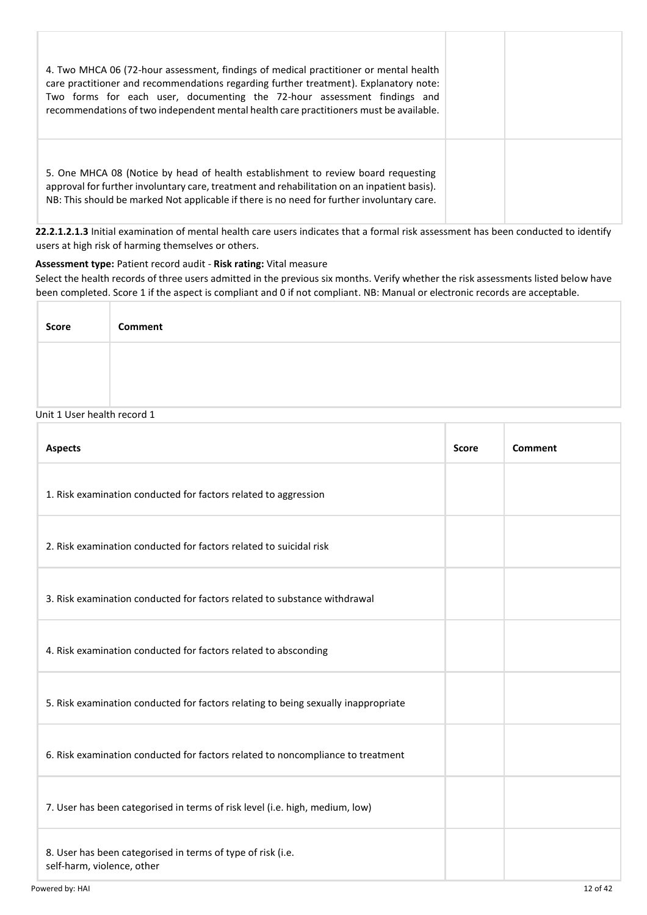| | | |
|---|---|---|
| 4. Two MHCA 06 (72-hour assessment, findings of medical practitioner or mental health care practitioner and recommendations regarding further treatment). Explanatory note: Two forms for each user, documenting the 72-hour assessment findings and recommendations of two independent mental health care practitioners must be available. | | |
| 5. One MHCA 08 (Notice by head of health establishment to review board requesting approval for further involuntary care, treatment and rehabilitation on an inpatient basis). NB: This should be marked Not applicable if there is no need for further involuntary care. | | |

**22.2.1.2.1.3** Initial examination of mental health care users indicates that a formal risk assessment has been conducted to identify users at high risk of harming themselves or others.

**Assessment type:** Patient record audit - **Risk rating:** Vital measure

Select the health records of three users admitted in the previous six months. Verify whether the risk assessments listed below have been completed. Score 1 if the aspect is compliant and 0 if not compliant. NB: Manual or electronic records are acceptable.

| Score | Comment |
|---|---|
| | |

Unit 1 User health record 1

| Aspects | Score | Comment |
|---|---|---|
| 1. Risk examination conducted for factors related to aggression | | |
| 2. Risk examination conducted for factors related to suicidal risk | | |
| 3. Risk examination conducted for factors related to substance withdrawal | | |
| 4. Risk examination conducted for factors related to absconding | | |
| 5. Risk examination conducted for factors relating to being sexually inappropriate | | |
| 6. Risk examination conducted for factors related to noncompliance to treatment | | |
| 7. User has been categorised in terms of risk level (i.e. high, medium, low) | | |
| 8. User has been categorised in terms of type of risk (i.e. self-harm, violence, other | | |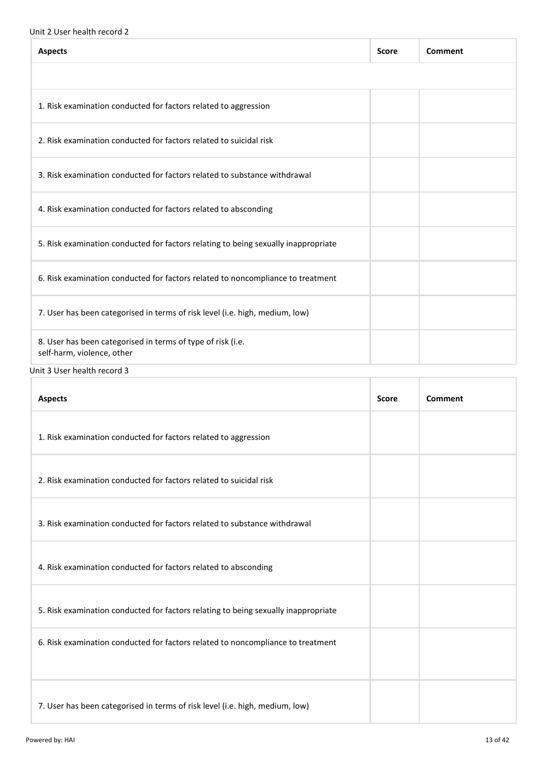Unit 2 User health record 2

| Aspects | Score | Comment |
| --- | --- | --- |
| | | |
| 1. Risk examination conducted for factors related to aggression | | |
| 2. Risk examination conducted for factors related to suicidal risk | | |
| 3. Risk examination conducted for factors related to substance withdrawal | | |
| 4. Risk examination conducted for factors related to absconding | | |
| 5. Risk examination conducted for factors relating to being sexually inappropriate | | |
| 6. Risk examination conducted for factors related to noncompliance to treatment | | |
| 7. User has been categorised in terms of risk level (i.e. high, medium, low) | | |
| 8. User has been categorised in terms of type of risk (i.e. self-harm, violence, other | | |

Unit 3 User health record 3

| Aspects | Score | Comment |
| --- | --- | --- |
| 1. Risk examination conducted for factors related to aggression | | |
| 2. Risk examination conducted for factors related to suicidal risk | | |
| 3. Risk examination conducted for factors related to substance withdrawal | | |
| 4. Risk examination conducted for factors related to absconding | | |
| 5. Risk examination conducted for factors relating to being sexually inappropriate | | |
| 6. Risk examination conducted for factors related to noncompliance to treatment | | |
| 7. User has been categorised in terms of risk level (i.e. high, medium, low) | | |

Powered by: HAI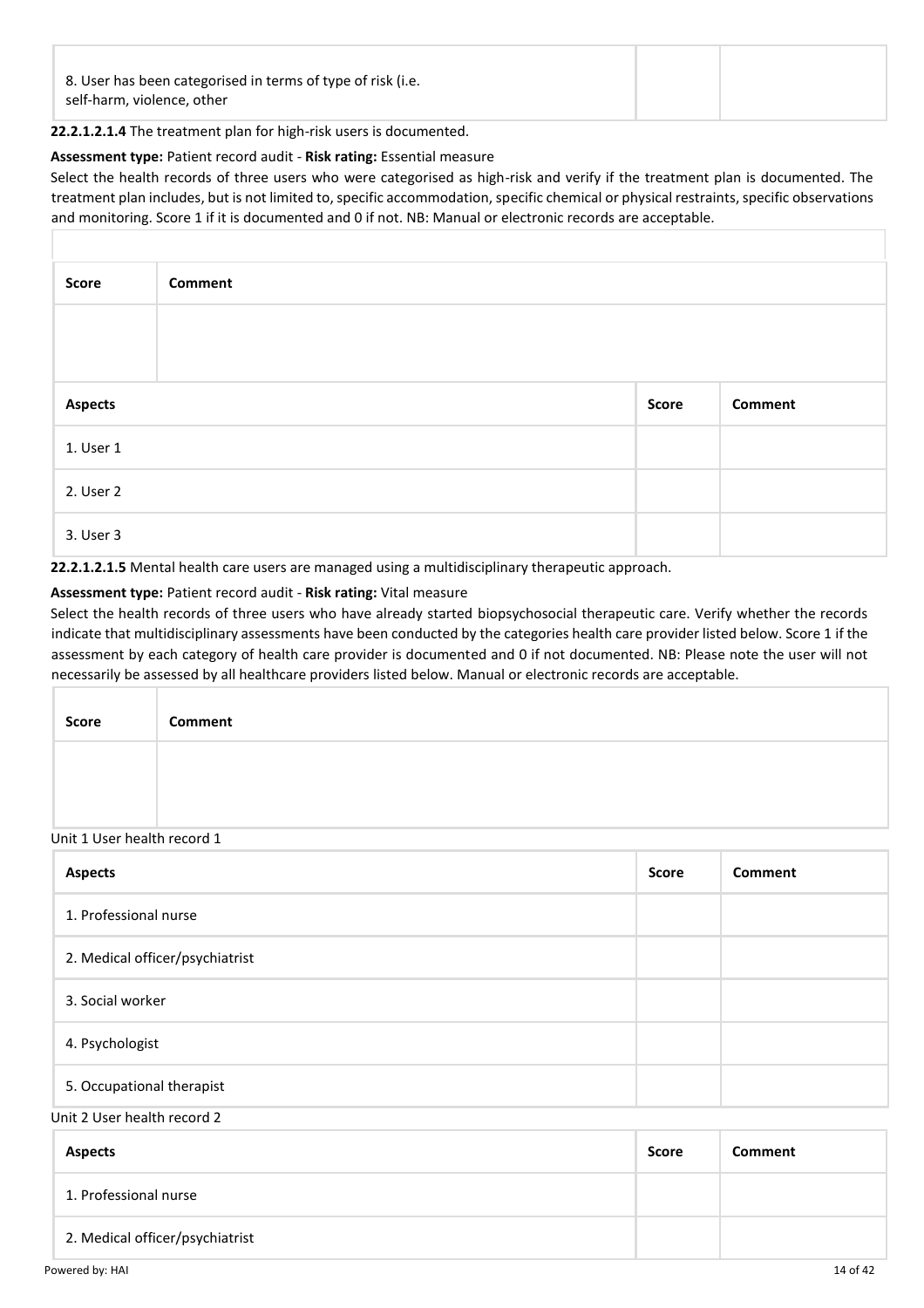| 8. User has been categorised in terms of type of risk (i.e. self-harm, violence, other | | |
|---|---|---|

**22.2.1.2.1.4** The treatment plan for high-risk users is documented.

**Assessment type:** Patient record audit - **Risk rating:** Essential measure

Select the health records of three users who were categorised as high-risk and verify if the treatment plan is documented. The treatment plan includes, but is not limited to, specific accommodation, specific chemical or physical restraints, specific observations and monitoring. Score 1 if it is documented and 0 if not. NB: Manual or electronic records are acceptable.

| Score | Comment |
|---|---|
| | |

| Aspects | Score | Comment |
|---|---|---|
| 1. User 1 | | |
| 2. User 2 | | |
| 3. User 3 | | |

**22.2.1.2.1.5** Mental health care users are managed using a multidisciplinary therapeutic approach.

**Assessment type:** Patient record audit - **Risk rating:** Vital measure

Select the health records of three users who have already started biopsychosocial therapeutic care. Verify whether the records indicate that multidisciplinary assessments have been conducted by the categories health care provider listed below. Score 1 if the assessment by each category of health care provider is documented and 0 if not documented. NB: Please note the user will not necessarily be assessed by all healthcare providers listed below. Manual or electronic records are acceptable.

| Score | Comment |
|---|---|
| | |

Unit 1 User health record 1

| Aspects | Score | Comment |
|---|---|---|
| 1. Professional nurse | | |
| 2. Medical officer/psychiatrist | | |
| 3. Social worker | | |
| 4. Psychologist | | |
| 5. Occupational therapist | | |

Unit 2 User health record 2

| Aspects | Score | Comment |
|---|---|---|
| 1. Professional nurse | | |
| 2. Medical officer/psychiatrist | | |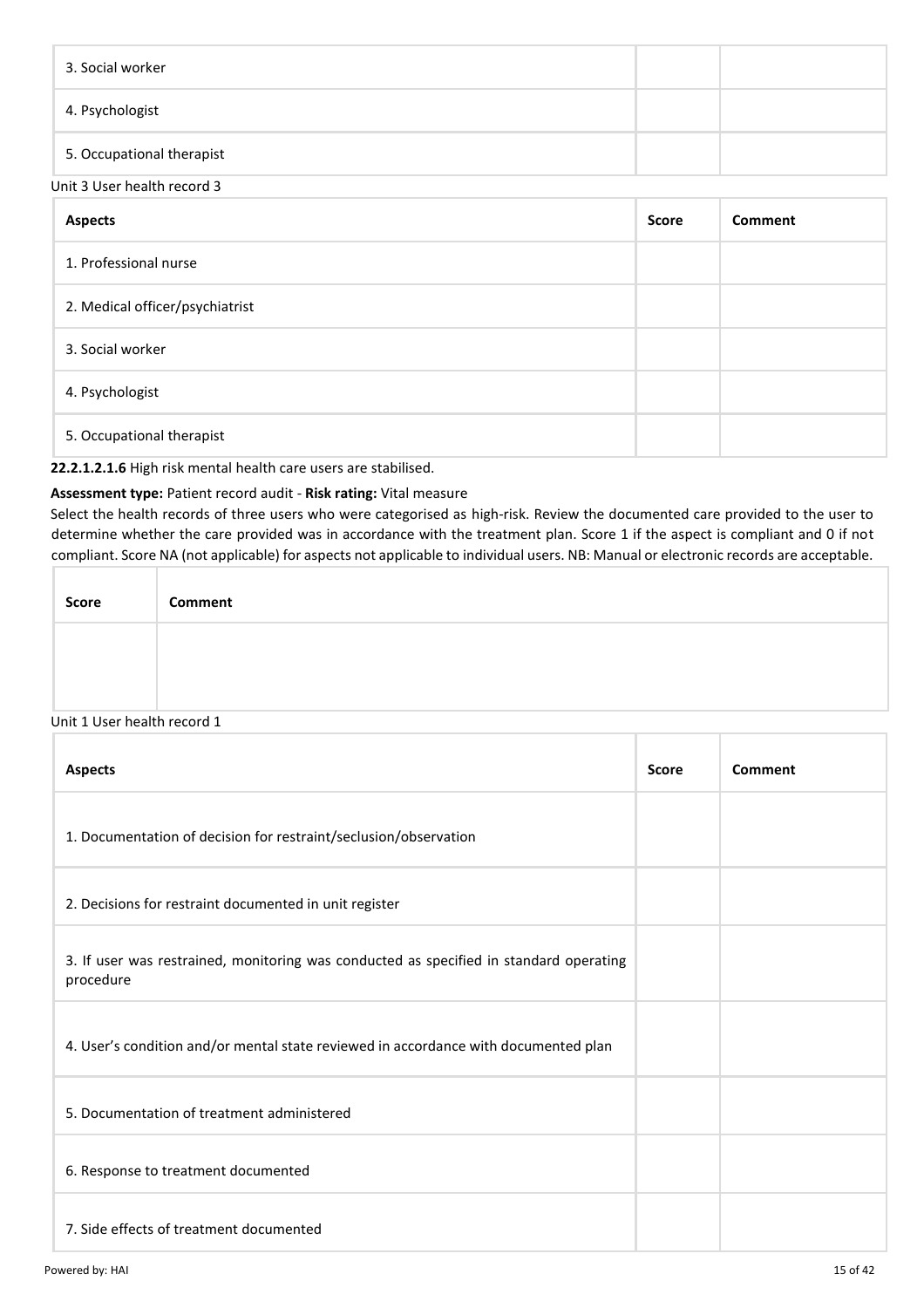| 3. Social worker | | |
|---|---|---|
| 4. Psychologist | | |
| 5. Occupational therapist | | |

Unit 3 User health record 3

| Aspects | Score | Comment |
|---|---|---|
| 1. Professional nurse | | |
| 2. Medical officer/psychiatrist | | |
| 3. Social worker | | |
| 4. Psychologist | | |
| 5. Occupational therapist | | |

**22.2.1.2.1.6** High risk mental health care users are stabilised.

**Assessment type:** Patient record audit - **Risk rating:** Vital measure

Select the health records of three users who were categorised as high-risk. Review the documented care provided to the user to determine whether the care provided was in accordance with the treatment plan. Score 1 if the aspect is compliant and 0 if not compliant. Score NA (not applicable) for aspects not applicable to individual users. NB: Manual or electronic records are acceptable.

| Score | Comment |
|---|---|
| | |

Unit 1 User health record 1

| Aspects | Score | Comment |
|---|---|---|
| 1. Documentation of decision for restraint/seclusion/observation | | |
| 2. Decisions for restraint documented in unit register | | |
| 3. If user was restrained, monitoring was conducted as specified in standard operating procedure | | |
| 4. User's condition and/or mental state reviewed in accordance with documented plan | | |
| 5. Documentation of treatment administered | | |
| 6. Response to treatment documented | | |
| 7. Side effects of treatment documented | | |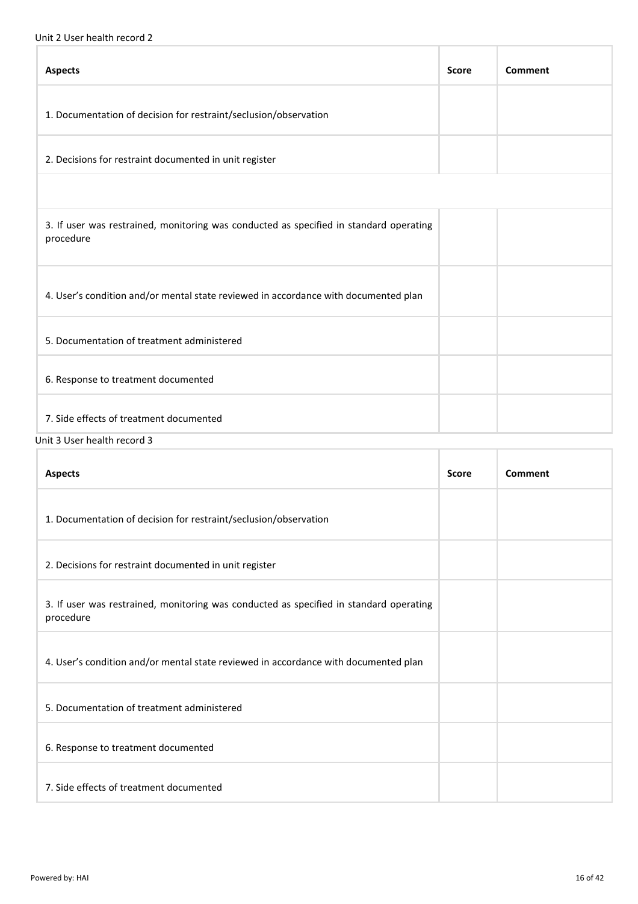Unit 2 User health record 2

| Aspects | Score | Comment |
| --- | --- | --- |
| 1. Documentation of decision for restraint/seclusion/observation | | |
| 2. Decisions for restraint documented in unit register | | |
| | | |
| 3. If user was restrained, monitoring was conducted as specified in standard operating procedure | | |
| 4. User's condition and/or mental state reviewed in accordance with documented plan | | |
| 5. Documentation of treatment administered | | |
| 6. Response to treatment documented | | |
| 7. Side effects of treatment documented | | |

Unit 3 User health record 3

| Aspects | Score | Comment |
| --- | --- | --- |
| 1. Documentation of decision for restraint/seclusion/observation | | |
| 2. Decisions for restraint documented in unit register | | |
| 3. If user was restrained, monitoring was conducted as specified in standard operating procedure | | |
| 4. User's condition and/or mental state reviewed in accordance with documented plan | | |
| 5. Documentation of treatment administered | | |
| 6. Response to treatment documented | | |
| 7. Side effects of treatment documented | | |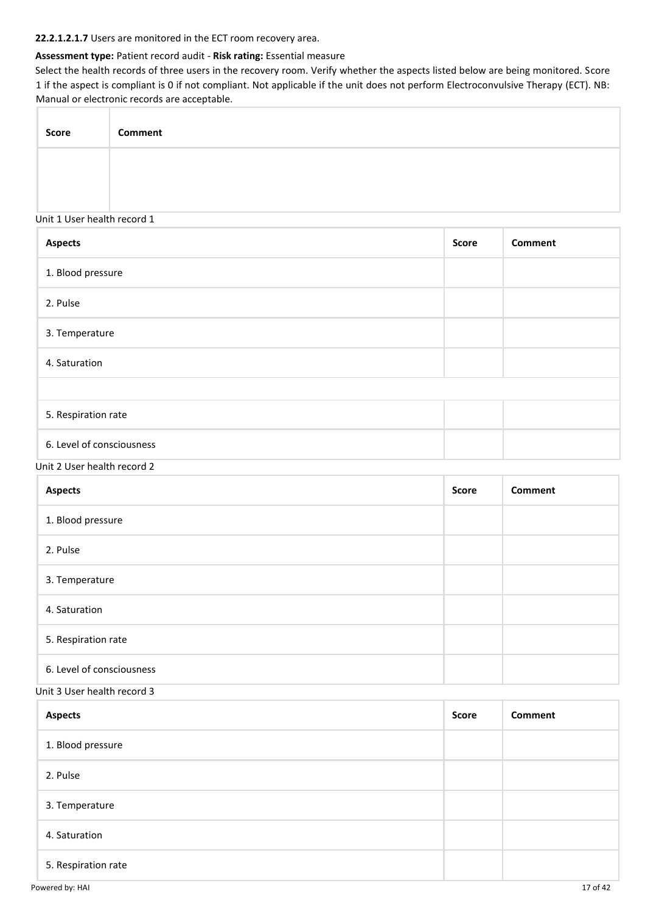**22.2.1.2.1.7** Users are monitored in the ECT room recovery area.

**Assessment type:** Patient record audit - **Risk rating:** Essential measure

Select the health records of three users in the recovery room. Verify whether the aspects listed below are being monitored. Score 1 if the aspect is compliant is 0 if not compliant. Not applicable if the unit does not perform Electroconvulsive Therapy (ECT). NB: Manual or electronic records are acceptable.

| Score | Comment |
| --- | --- |
| | |

Unit 1 User health record 1

| Aspects | Score | Comment |
| --- | --- | --- |
| 1. Blood pressure | | |
| 2. Pulse | | |
| 3. Temperature | | |
| 4. Saturation | | |
| | | |
| 5. Respiration rate | | |
| 6. Level of consciousness | | |

Unit 2 User health record 2

| Aspects | Score | Comment |
| --- | --- | --- |
| 1. Blood pressure | | |
| 2. Pulse | | |
| 3. Temperature | | |
| 4. Saturation | | |
| 5. Respiration rate | | |
| 6. Level of consciousness | | |

Unit 3 User health record 3

| Aspects | Score | Comment |
| --- | --- | --- |
| 1. Blood pressure | | |
| 2. Pulse | | |
| 3. Temperature | | |
| 4. Saturation | | |
| 5. Respiration rate | | |

Powered by: HAI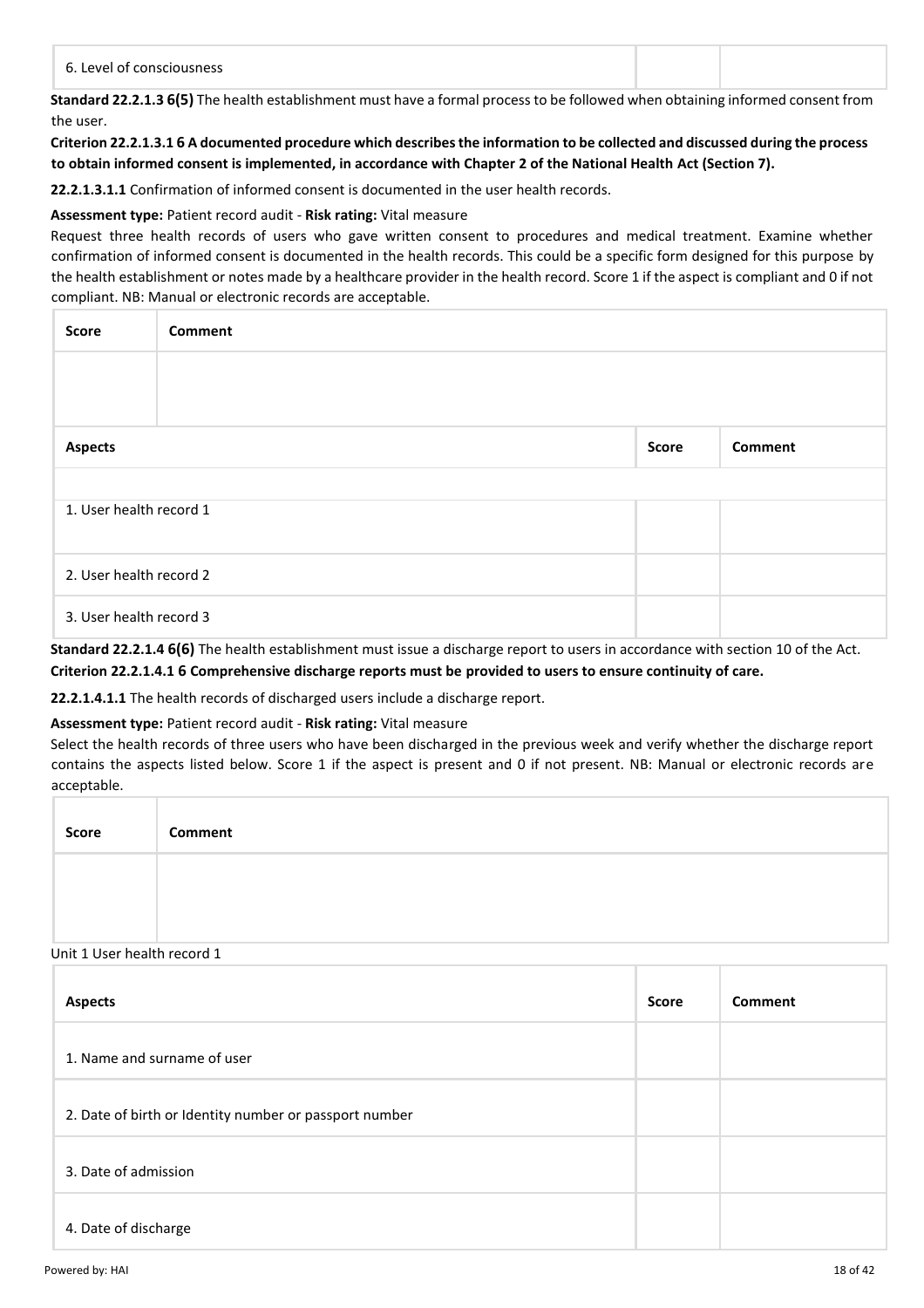| 6. Level of consciousness | | |
|---|---|---|

**Standard 22.2.1.3 6(5)** The health establishment must have a formal process to be followed when obtaining informed consent from the user.

**Criterion 22.2.1.3.1 6 A documented procedure which describes the information to be collected and discussed during the process to obtain informed consent is implemented, in accordance with Chapter 2 of the National Health Act (Section 7).**

**22.2.1.3.1.1** Confirmation of informed consent is documented in the user health records.

**Assessment type:** Patient record audit - **Risk rating:** Vital measure

Request three health records of users who gave written consent to procedures and medical treatment. Examine whether confirmation of informed consent is documented in the health records. This could be a specific form designed for this purpose by the health establishment or notes made by a healthcare provider in the health record. Score 1 if the aspect is compliant and 0 if not compliant. NB: Manual or electronic records are acceptable.

| Score | Comment |
|---|---|
| | |

| Aspects | Score | Comment |
|---|---|---|
| | | |
| 1. User health record 1 | | |
| 2. User health record 2 | | |
| 3. User health record 3 | | |

**Standard 22.2.1.4 6(6)** The health establishment must issue a discharge report to users in accordance with section 10 of the Act.

**Criterion 22.2.1.4.1 6 Comprehensive discharge reports must be provided to users to ensure continuity of care.**

**22.2.1.4.1.1** The health records of discharged users include a discharge report.

**Assessment type:** Patient record audit - **Risk rating:** Vital measure

Select the health records of three users who have been discharged in the previous week and verify whether the discharge report contains the aspects listed below. Score 1 if the aspect is present and 0 if not present. NB: Manual or electronic records are acceptable.

| Score | Comment |
|---|---|
| | |

Unit 1 User health record 1

| Aspects | Score | Comment |
|---|---|---|
| 1. Name and surname of user | | |
| 2. Date of birth or Identity number or passport number | | |
| 3. Date of admission | | |
| 4. Date of discharge | | |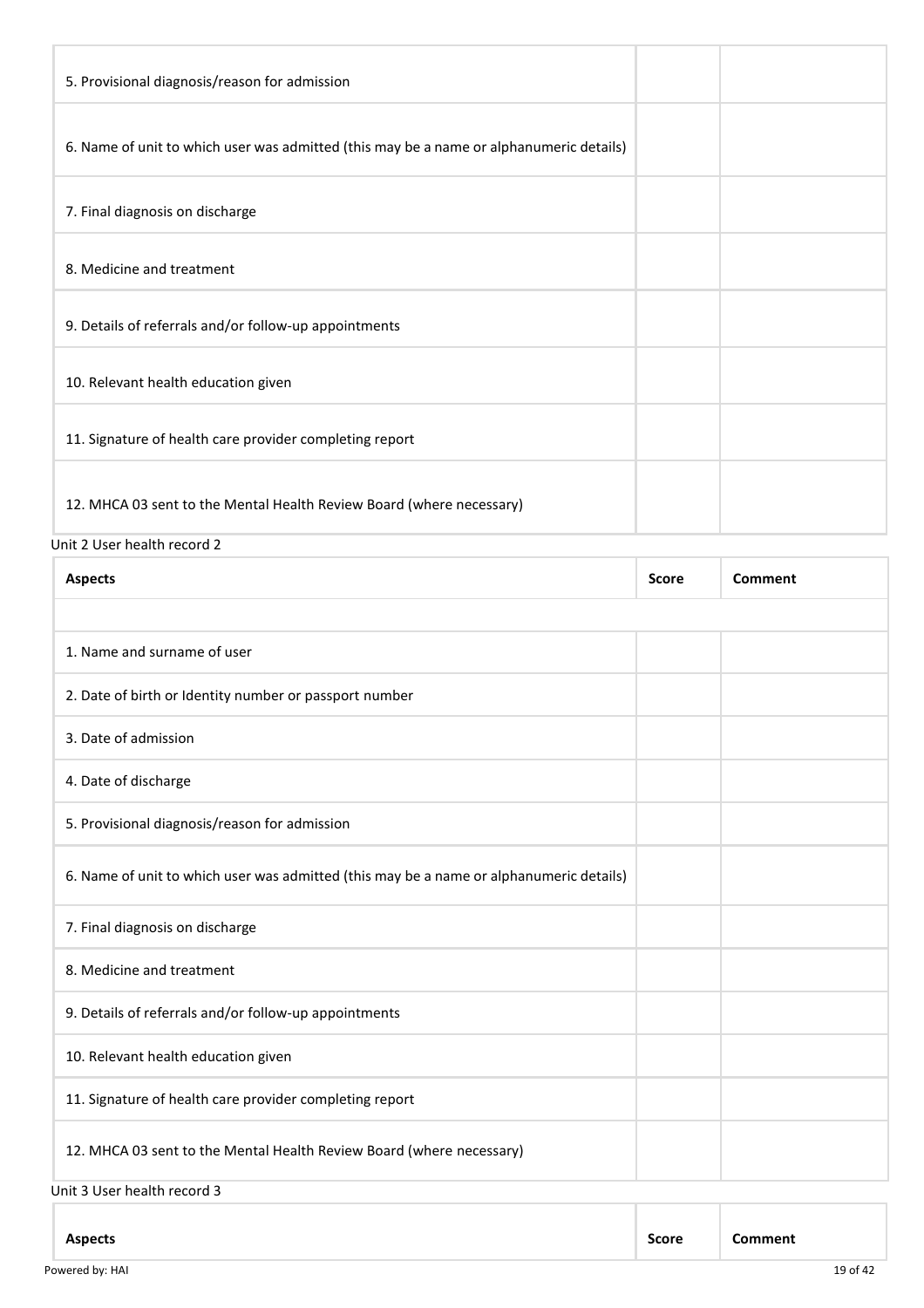| | Score | Comment |
|---|---|---|
| 5. Provisional diagnosis/reason for admission | | |
| 6. Name of unit to which user was admitted (this may be a name or alphanumeric details) | | |
| 7. Final diagnosis on discharge | | |
| 8. Medicine and treatment | | |
| 9. Details of referrals and/or follow-up appointments | | |
| 10. Relevant health education given | | |
| 11. Signature of health care provider completing report | | |
| 12. MHCA 03 sent to the Mental Health Review Board (where necessary) | | |

Unit 2 User health record 2

| Aspects | Score | Comment |
|---|---|---|
| | | |
| 1. Name and surname of user | | |
| 2. Date of birth or Identity number or passport number | | |
| 3. Date of admission | | |
| 4. Date of discharge | | |
| 5. Provisional diagnosis/reason for admission | | |
| 6. Name of unit to which user was admitted (this may be a name or alphanumeric details) | | |
| 7. Final diagnosis on discharge | | |
| 8. Medicine and treatment | | |
| 9. Details of referrals and/or follow-up appointments | | |
| 10. Relevant health education given | | |
| 11. Signature of health care provider completing report | | |
| 12. MHCA 03 sent to the Mental Health Review Board (where necessary) | | |

Unit 3 User health record 3

| Aspects | Score | Comment |
|---|---|---|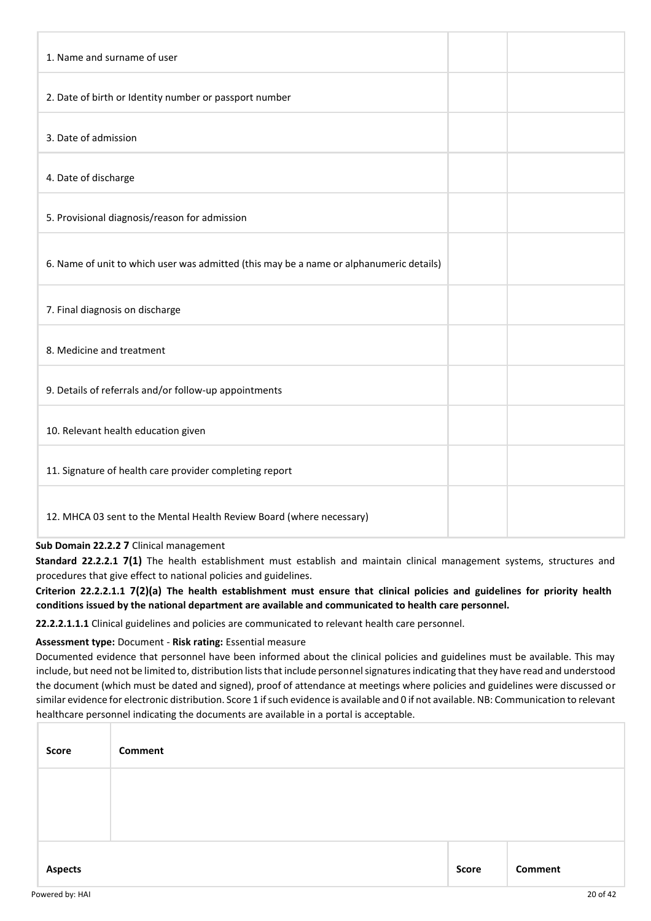| | | |
|---|---|---|
| 1. Name and surname of user | | |
| 2. Date of birth or Identity number or passport number | | |
| 3. Date of admission | | |
| 4. Date of discharge | | |
| 5. Provisional diagnosis/reason for admission | | |
| 6. Name of unit to which user was admitted (this may be a name or alphanumeric details) | | |
| 7. Final diagnosis on discharge | | |
| 8. Medicine and treatment | | |
| 9. Details of referrals and/or follow-up appointments | | |
| 10. Relevant health education given | | |
| 11. Signature of health care provider completing report | | |
| 12. MHCA 03 sent to the Mental Health Review Board (where necessary) | | |

**Sub Domain 22.2.2 7** Clinical management

**Standard 22.2.2.1 7(1)** The health establishment must establish and maintain clinical management systems, structures and procedures that give effect to national policies and guidelines.

**Criterion 22.2.2.1.1 7(2)(a) The health establishment must ensure that clinical policies and guidelines for priority health conditions issued by the national department are available and communicated to health care personnel.**

**22.2.2.1.1.1** Clinical guidelines and policies are communicated to relevant health care personnel.

**Assessment type:** Document - **Risk rating:** Essential measure

Documented evidence that personnel have been informed about the clinical policies and guidelines must be available. This may include, but need not be limited to, distribution lists that include personnel signatures indicating that they have read and understood the document (which must be dated and signed), proof of attendance at meetings where policies and guidelines were discussed or similar evidence for electronic distribution. Score 1 if such evidence is available and 0 if not available. NB: Communication to relevant healthcare personnel indicating the documents are available in a portal is acceptable.

| Score | Comment |
|---|---|
| | |

| Aspects | Score | Comment |
|---|---|---|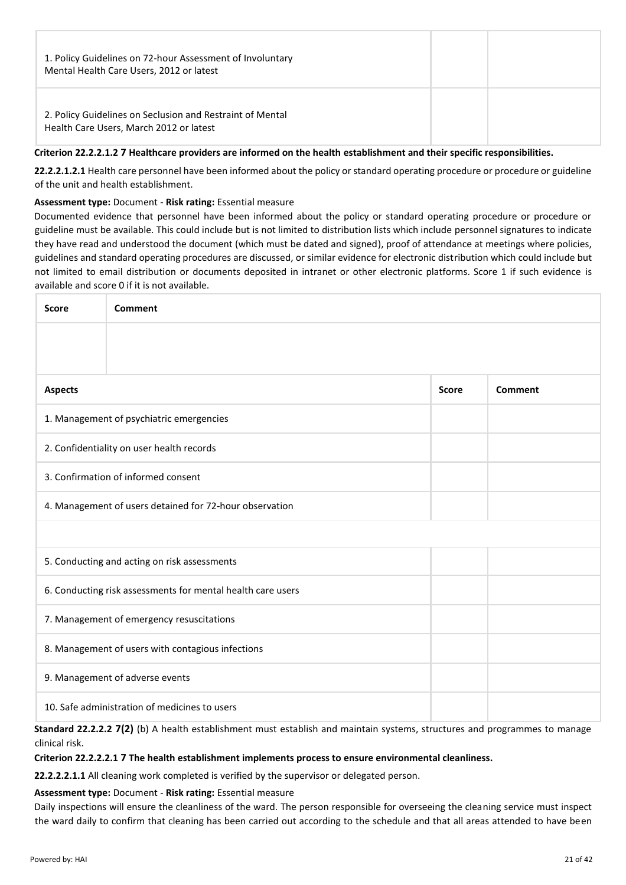| | | |
|---|---|---|
| 1. Policy Guidelines on 72-hour Assessment of Involuntary Mental Health Care Users, 2012 or latest | | |
| 2. Policy Guidelines on Seclusion and Restraint of Mental Health Care Users, March 2012 or latest | | |

**Criterion 22.2.2.1.2 7 Healthcare providers are informed on the health establishment and their specific responsibilities.**

**22.2.2.1.2.1** Health care personnel have been informed about the policy or standard operating procedure or procedure or guideline of the unit and health establishment.

**Assessment type:** Document - **Risk rating:** Essential measure

Documented evidence that personnel have been informed about the policy or standard operating procedure or procedure or guideline must be available. This could include but is not limited to distribution lists which include personnel signatures to indicate they have read and understood the document (which must be dated and signed), proof of attendance at meetings where policies, guidelines and standard operating procedures are discussed, or similar evidence for electronic distribution which could include but not limited to email distribution or documents deposited in intranet or other electronic platforms. Score 1 if such evidence is available and score 0 if it is not available.

| Score | Comment |
|---|---|
| | |

| Aspects | Score | Comment |
|---|---|---|
| 1. Management of psychiatric emergencies | | |
| 2. Confidentiality on user health records | | |
| 3. Confirmation of informed consent | | |
| 4. Management of users detained for 72-hour observation | | |
| | | |
| 5. Conducting and acting on risk assessments | | |
| 6. Conducting risk assessments for mental health care users | | |
| 7. Management of emergency resuscitations | | |
| 8. Management of users with contagious infections | | |
| 9. Management of adverse events | | |
| 10. Safe administration of medicines to users | | |

**Standard 22.2.2.2 7(2)** (b) A health establishment must establish and maintain systems, structures and programmes to manage clinical risk.

**Criterion 22.2.2.2.1 7 The health establishment implements process to ensure environmental cleanliness.**

**22.2.2.2.1.1** All cleaning work completed is verified by the supervisor or delegated person.

**Assessment type:** Document - **Risk rating:** Essential measure

Daily inspections will ensure the cleanliness of the ward. The person responsible for overseeing the cleaning service must inspect the ward daily to confirm that cleaning has been carried out according to the schedule and that all areas attended to have been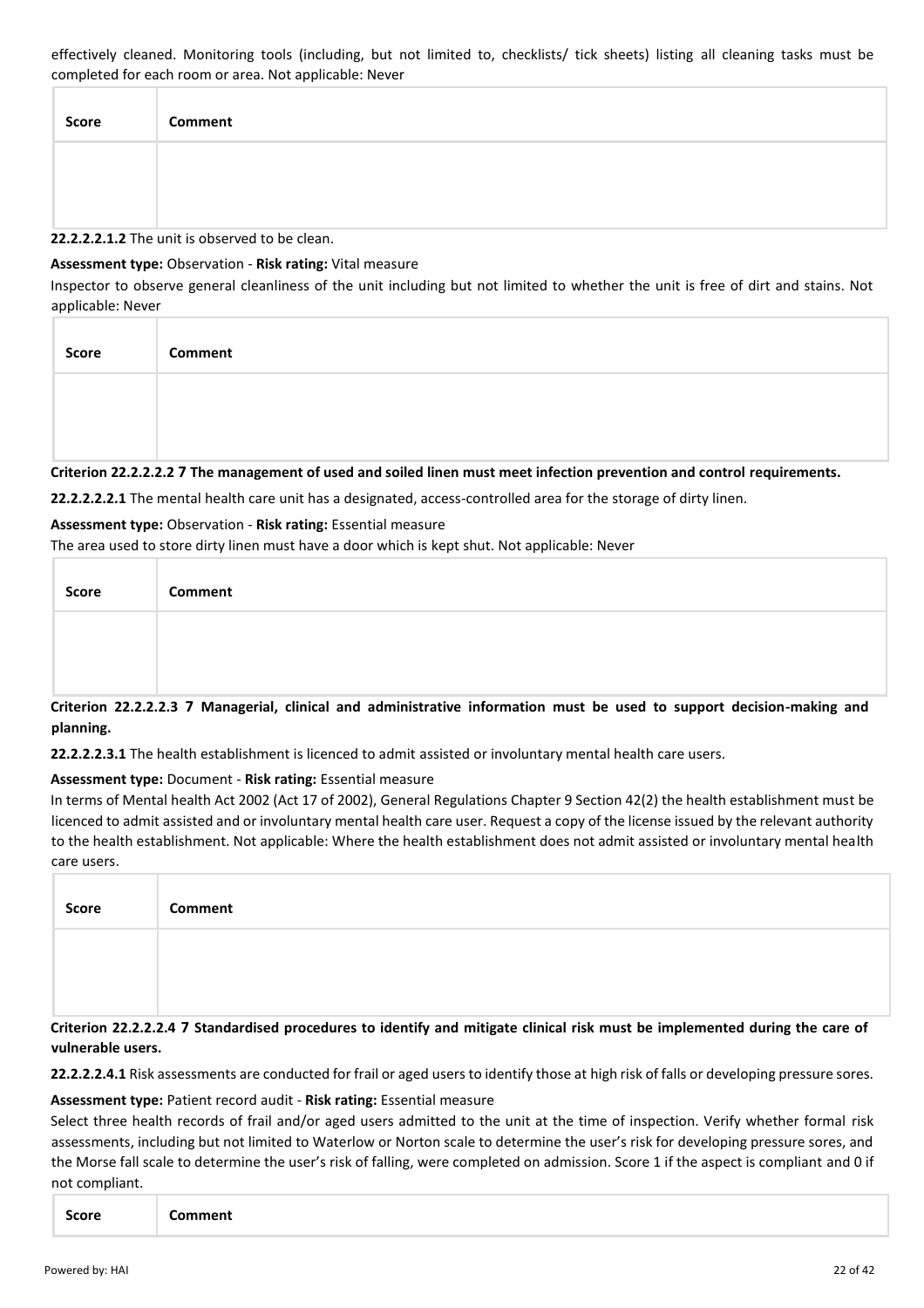effectively cleaned. Monitoring tools (including, but not limited to, checklists/ tick sheets) listing all cleaning tasks must be completed for each room or area. Not applicable: Never

| Score | Comment |
| --- | --- |
| | |

**22.2.2.2.1.2** The unit is observed to be clean.

**Assessment type:** Observation - **Risk rating:** Vital measure

Inspector to observe general cleanliness of the unit including but not limited to whether the unit is free of dirt and stains. Not applicable: Never

| Score | Comment |
| --- | --- |
| | |

**Criterion 22.2.2.2.2 7 The management of used and soiled linen must meet infection prevention and control requirements.**

**22.2.2.2.2.1** The mental health care unit has a designated, access-controlled area for the storage of dirty linen.

**Assessment type:** Observation - **Risk rating:** Essential measure

The area used to store dirty linen must have a door which is kept shut. Not applicable: Never

| Score | Comment |
| --- | --- |
| | |

**Criterion 22.2.2.2.3 7 Managerial, clinical and administrative information must be used to support decision-making and planning.**

**22.2.2.2.3.1** The health establishment is licenced to admit assisted or involuntary mental health care users.

**Assessment type:** Document - **Risk rating:** Essential measure

In terms of Mental health Act 2002 (Act 17 of 2002), General Regulations Chapter 9 Section 42(2) the health establishment must be licenced to admit assisted and or involuntary mental health care user. Request a copy of the license issued by the relevant authority to the health establishment. Not applicable: Where the health establishment does not admit assisted or involuntary mental health care users.

| Score | Comment |
| --- | --- |
| | |

**Criterion 22.2.2.2.4 7 Standardised procedures to identify and mitigate clinical risk must be implemented during the care of vulnerable users.**

**22.2.2.2.4.1** Risk assessments are conducted for frail or aged users to identify those at high risk of falls or developing pressure sores.

**Assessment type:** Patient record audit - **Risk rating:** Essential measure

Select three health records of frail and/or aged users admitted to the unit at the time of inspection. Verify whether formal risk assessments, including but not limited to Waterlow or Norton scale to determine the user's risk for developing pressure sores, and the Morse fall scale to determine the user's risk of falling, were completed on admission. Score 1 if the aspect is compliant and 0 if not compliant.

| Score | Comment |
| --- | --- |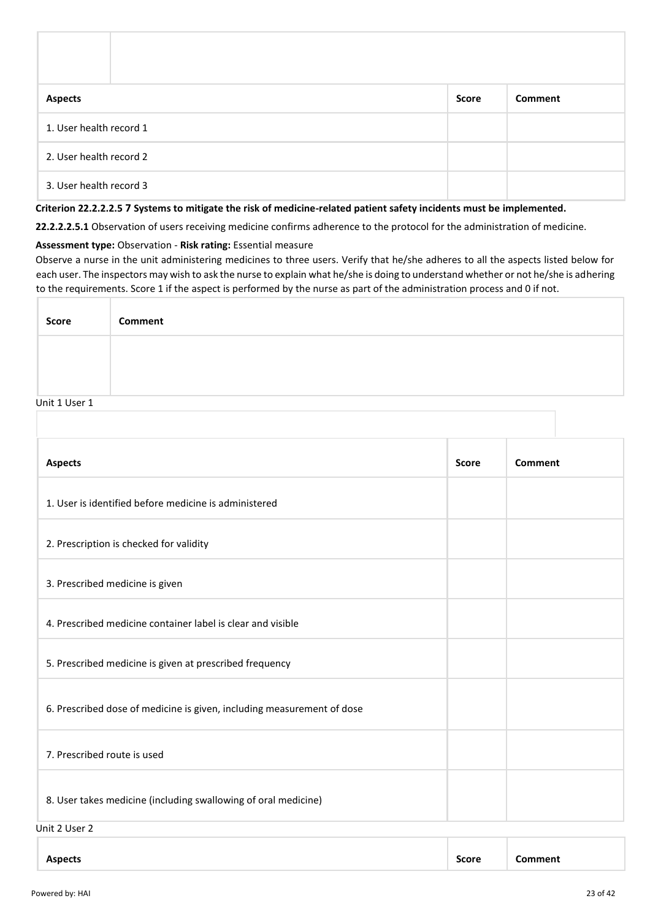| | |
|---|---|
| | |

| Aspects | Score | Comment |
|---|---|---|
| 1. User health record 1 | | |
| 2. User health record 2 | | |
| 3. User health record 3 | | |

**Criterion 22.2.2.2.5 7 Systems to mitigate the risk of medicine-related patient safety incidents must be implemented.**

**22.2.2.2.5.1** Observation of users receiving medicine confirms adherence to the protocol for the administration of medicine.

**Assessment type:** Observation - **Risk rating:** Essential measure

Observe a nurse in the unit administering medicines to three users. Verify that he/she adheres to all the aspects listed below for each user. The inspectors may wish to ask the nurse to explain what he/she is doing to understand whether or not he/she is adhering to the requirements. Score 1 if the aspect is performed by the nurse as part of the administration process and 0 if not.

| Score | Comment |
|---|---|
| | |

Unit 1 User 1

| Aspects | Score | Comment |
|---|---|---|
| 1. User is identified before medicine is administered | | |
| 2. Prescription is checked for validity | | |
| 3. Prescribed medicine is given | | |
| 4. Prescribed medicine container label is clear and visible | | |
| 5. Prescribed medicine is given at prescribed frequency | | |
| 6. Prescribed dose of medicine is given, including measurement of dose | | |
| 7. Prescribed route is used | | |
| 8. User takes medicine (including swallowing of oral medicine) | | |

Unit 2 User 2

| Aspects | Score | Comment |
|---|---|---|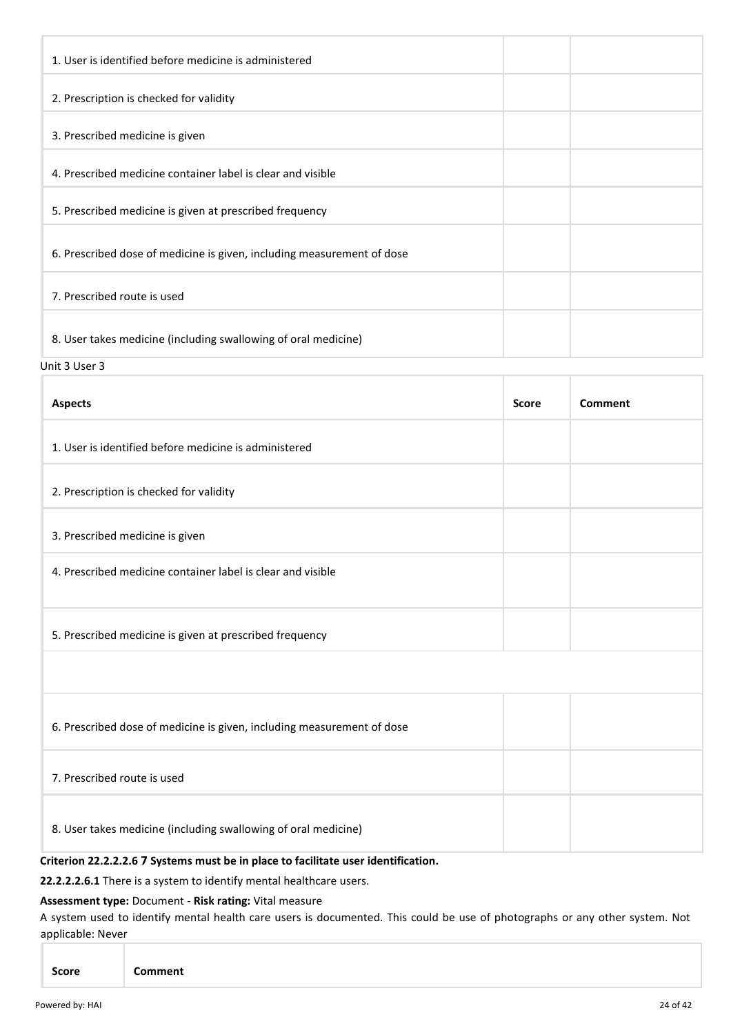| | | |
|---|---|---|
| 1. User is identified before medicine is administered | | |
| 2. Prescription is checked for validity | | |
| 3. Prescribed medicine is given | | |
| 4. Prescribed medicine container label is clear and visible | | |
| 5. Prescribed medicine is given at prescribed frequency | | |
| 6. Prescribed dose of medicine is given, including measurement of dose | | |
| 7. Prescribed route is used | | |
| 8. User takes medicine (including swallowing of oral medicine) | | |

Unit 3 User 3

| Aspects | Score | Comment |
|---|---|---|
| 1. User is identified before medicine is administered | | |
| 2. Prescription is checked for validity | | |
| 3. Prescribed medicine is given | | |
| 4. Prescribed medicine container label is clear and visible | | |
| 5. Prescribed medicine is given at prescribed frequency | | |
| | | |
| 6. Prescribed dose of medicine is given, including measurement of dose | | |
| 7. Prescribed route is used | | |
| 8. User takes medicine (including swallowing of oral medicine) | | |

**Criterion 22.2.2.2.6 7 Systems must be in place to facilitate user identification.**

**22.2.2.2.6.1** There is a system to identify mental healthcare users.

**Assessment type:** Document - **Risk rating:** Vital measure

A system used to identify mental health care users is documented. This could be use of photographs or any other system. Not applicable: Never

| Score | Comment |
|---|---|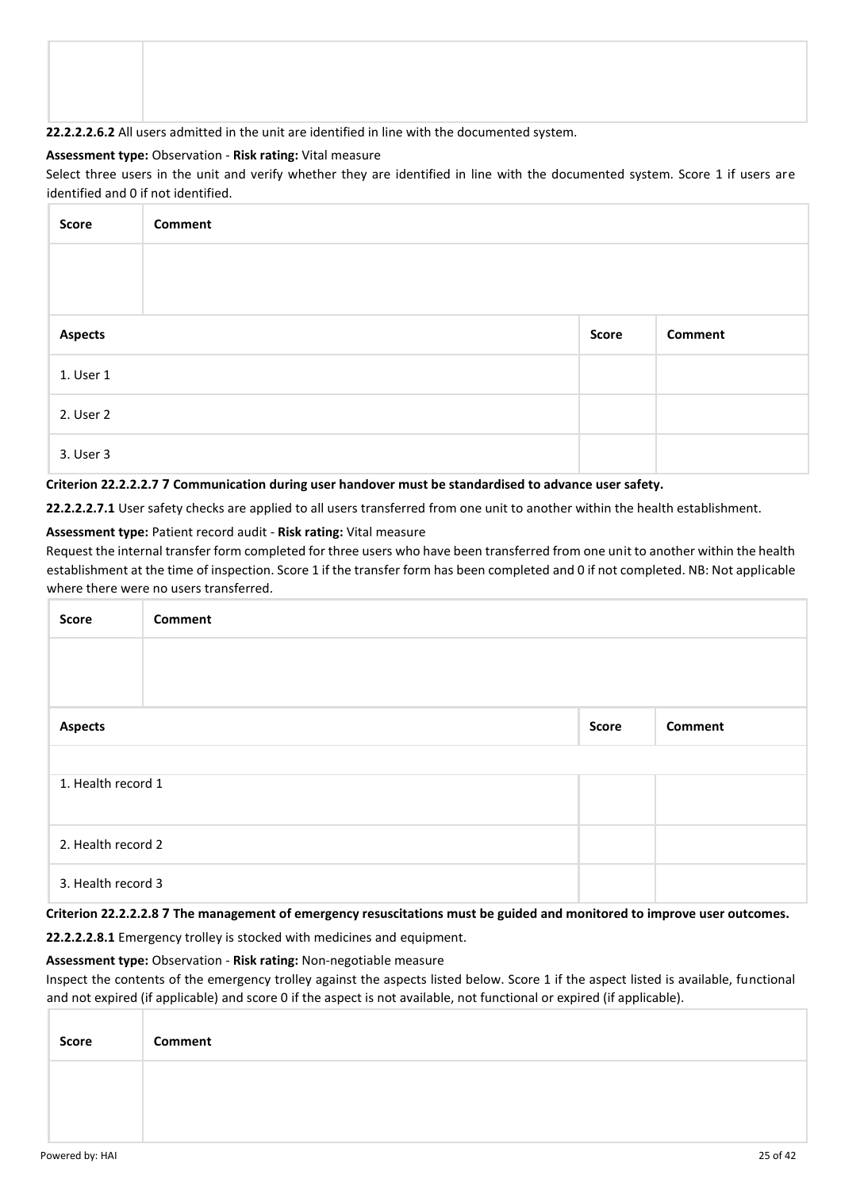| Score | Comment |
|---|---|
| | |

**22.2.2.2.6.2** All users admitted in the unit are identified in line with the documented system.

**Assessment type:** Observation - **Risk rating:** Vital measure

Select three users in the unit and verify whether they are identified in line with the documented system. Score 1 if users are identified and 0 if not identified.

| Score | Comment |
|---|---|
| | |

| Aspects | Score | Comment |
|---|---|---|
| 1. User 1 | | |
| 2. User 2 | | |
| 3. User 3 | | |

**Criterion 22.2.2.2.7 7 Communication during user handover must be standardised to advance user safety.**

**22.2.2.2.7.1** User safety checks are applied to all users transferred from one unit to another within the health establishment.

**Assessment type:** Patient record audit - **Risk rating:** Vital measure

Request the internal transfer form completed for three users who have been transferred from one unit to another within the health establishment at the time of inspection. Score 1 if the transfer form has been completed and 0 if not completed. NB: Not applicable where there were no users transferred.

| Score | Comment |
|---|---|
| | |

| Aspects | Score | Comment |
|---|---|---|
| | | |
| 1. Health record 1 | | |
| 2. Health record 2 | | |
| 3. Health record 3 | | |

**Criterion 22.2.2.2.8 7 The management of emergency resuscitations must be guided and monitored to improve user outcomes.**

**22.2.2.2.8.1** Emergency trolley is stocked with medicines and equipment.

**Assessment type:** Observation - **Risk rating:** Non-negotiable measure

Inspect the contents of the emergency trolley against the aspects listed below. Score 1 if the aspect listed is available, functional and not expired (if applicable) and score 0 if the aspect is not available, not functional or expired (if applicable).

| Score | Comment |
|---|---|
| | |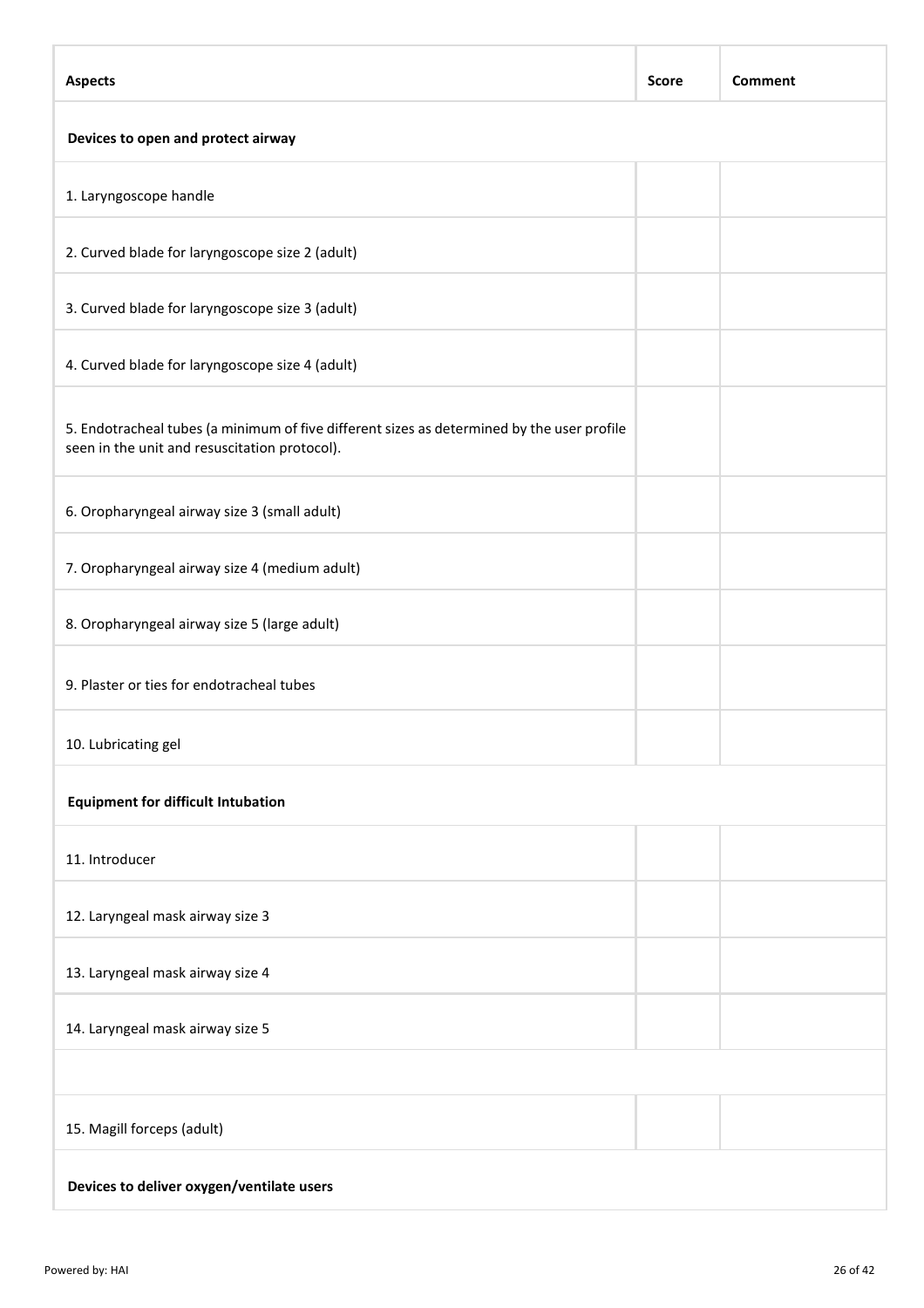| Aspects | Score | Comment |
|---|---|---|
| **Devices to open and protect airway** | | |
| 1. Laryngoscope handle | | |
| 2. Curved blade for laryngoscope size 2 (adult) | | |
| 3. Curved blade for laryngoscope size 3 (adult) | | |
| 4. Curved blade for laryngoscope size 4 (adult) | | |
| 5. Endotracheal tubes (a minimum of five different sizes as determined by the user profile seen in the unit and resuscitation protocol). | | |
| 6. Oropharyngeal airway size 3 (small adult) | | |
| 7. Oropharyngeal airway size 4 (medium adult) | | |
| 8. Oropharyngeal airway size 5 (large adult) | | |
| 9. Plaster or ties for endotracheal tubes | | |
| 10. Lubricating gel | | |
| **Equipment for difficult Intubation** | | |
| 11. Introducer | | |
| 12. Laryngeal mask airway size 3 | | |
| 13. Laryngeal mask airway size 4 | | |
| 14. Laryngeal mask airway size 5 | | |
| | | |
| 15. Magill forceps (adult) | | |
| **Devices to deliver oxygen/ventilate users** | | |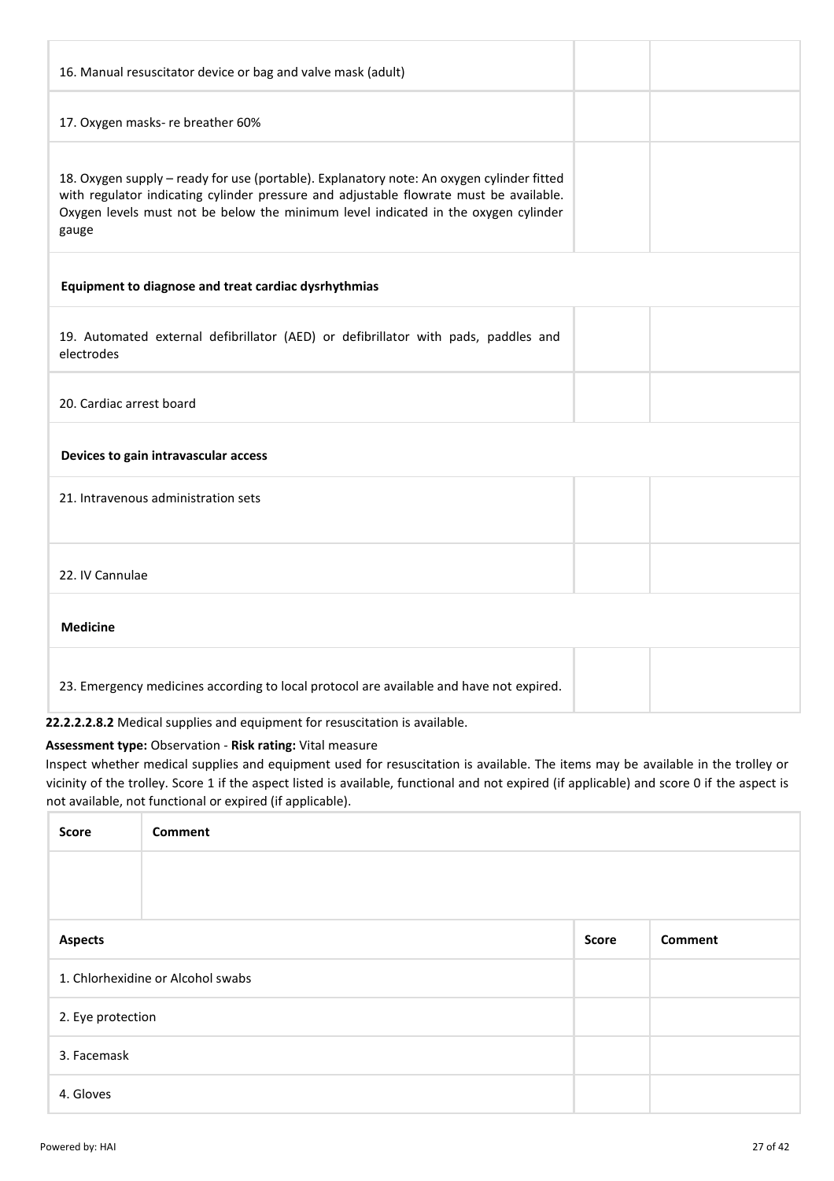| | | |
|---|---|---|
| 16. Manual resuscitator device or bag and valve mask (adult) | | |
| 17. Oxygen masks- re breather 60% | | |
| 18. Oxygen supply – ready for use (portable). Explanatory note: An oxygen cylinder fitted with regulator indicating cylinder pressure and adjustable flowrate must be available. Oxygen levels must not be below the minimum level indicated in the oxygen cylinder gauge | | |
| **Equipment to diagnose and treat cardiac dysrhythmias** | | |
| 19. Automated external defibrillator (AED) or defibrillator with pads, paddles and electrodes | | |
| 20. Cardiac arrest board | | |
| **Devices to gain intravascular access** | | |
| 21. Intravenous administration sets | | |
| 22. IV Cannulae | | |
| **Medicine** | | |
| 23. Emergency medicines according to local protocol are available and have not expired. | | |

**22.2.2.2.8.2** Medical supplies and equipment for resuscitation is available.

**Assessment type:** Observation - **Risk rating:** Vital measure

Inspect whether medical supplies and equipment used for resuscitation is available. The items may be available in the trolley or vicinity of the trolley. Score 1 if the aspect listed is available, functional and not expired (if applicable) and score 0 if the aspect is not available, not functional or expired (if applicable).

| Score | Comment |
|---|---|
| | |

| Aspects | Score | Comment |
|---|---|---|
| 1. Chlorhexidine or Alcohol swabs | | |
| 2. Eye protection | | |
| 3. Facemask | | |
| 4. Gloves | | |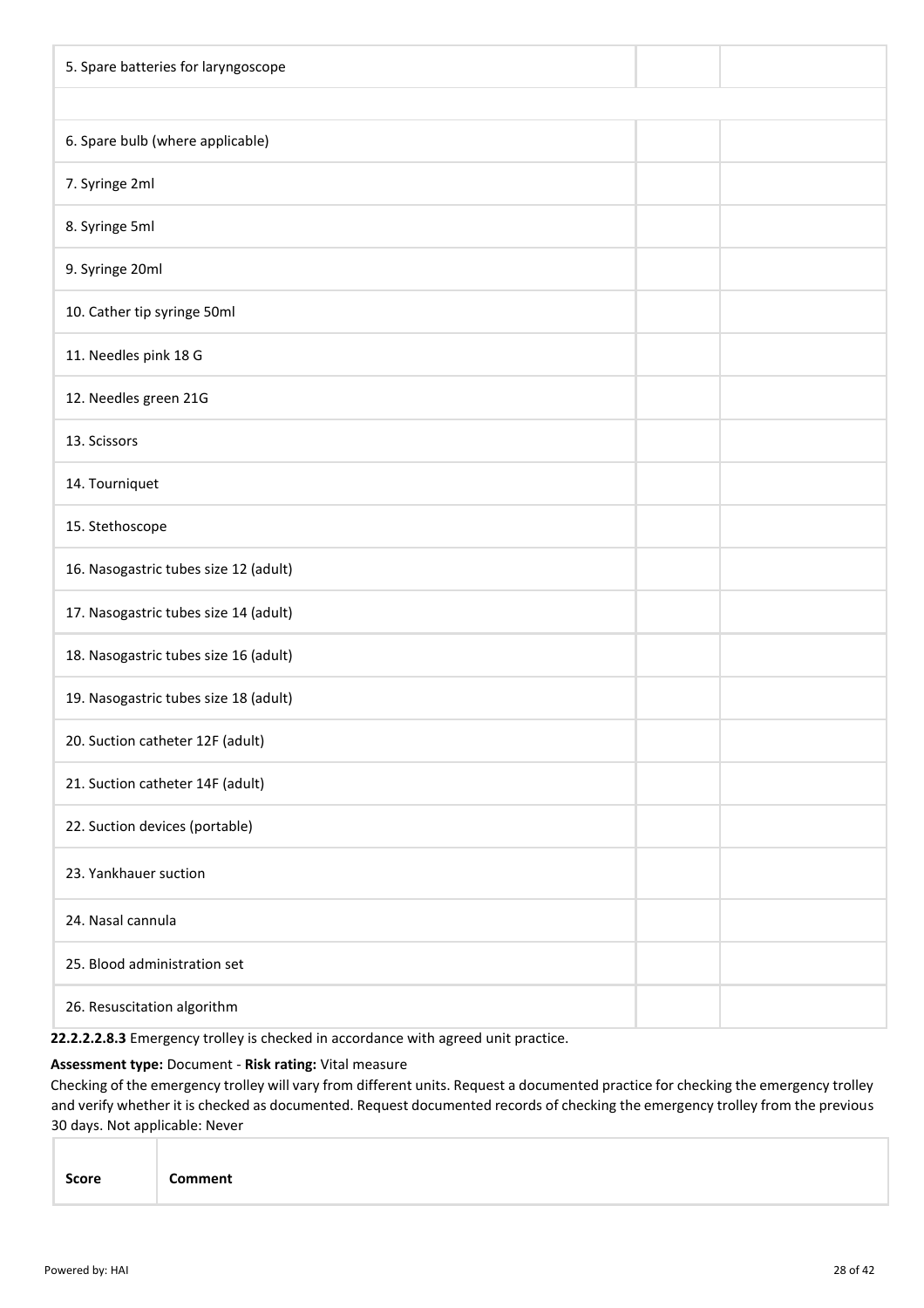| | | |
|---|---|---|
| 5. Spare batteries for laryngoscope | | |
| | | |
| 6. Spare bulb (where applicable) | | |
| 7. Syringe 2ml | | |
| 8. Syringe 5ml | | |
| 9. Syringe 20ml | | |
| 10. Cather tip syringe 50ml | | |
| 11. Needles pink 18 G | | |
| 12. Needles green 21G | | |
| 13. Scissors | | |
| 14. Tourniquet | | |
| 15. Stethoscope | | |
| 16. Nasogastric tubes size 12 (adult) | | |
| 17. Nasogastric tubes size 14 (adult) | | |
| 18. Nasogastric tubes size 16 (adult) | | |
| 19. Nasogastric tubes size 18 (adult) | | |
| 20. Suction catheter 12F (adult) | | |
| 21. Suction catheter 14F (adult) | | |
| 22. Suction devices (portable) | | |
| 23. Yankhauer suction | | |
| 24. Nasal cannula | | |
| 25. Blood administration set | | |
| 26. Resuscitation algorithm | | |

**22.2.2.2.8.3** Emergency trolley is checked in accordance with agreed unit practice.

**Assessment type:** Document - **Risk rating:** Vital measure

Checking of the emergency trolley will vary from different units. Request a documented practice for checking the emergency trolley and verify whether it is checked as documented. Request documented records of checking the emergency trolley from the previous 30 days. Not applicable: Never

| Score | Comment |
|---|---|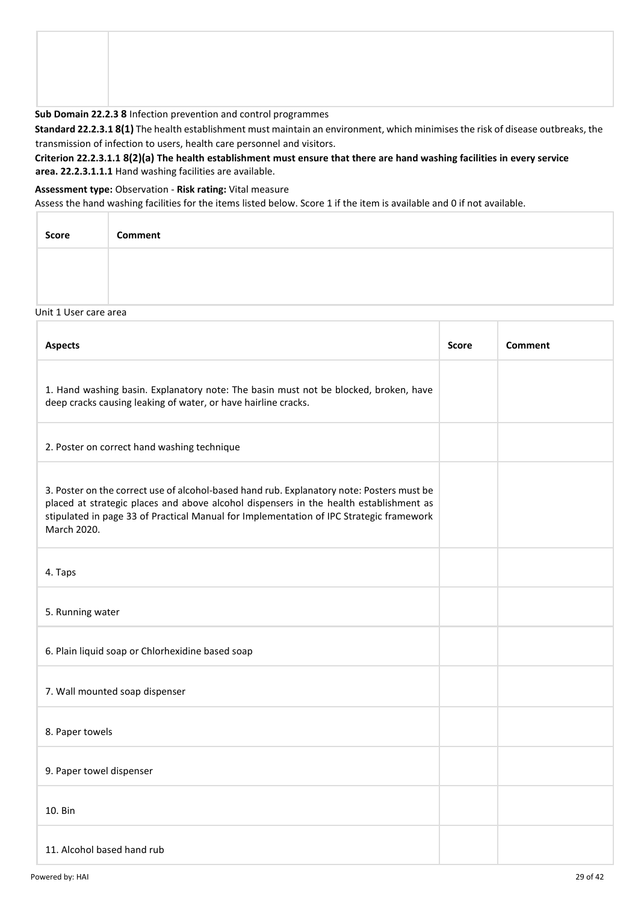| | |
|---|---|
| | |

**Sub Domain 22.2.3 8** Infection prevention and control programmes

**Standard 22.2.3.1 8(1)** The health establishment must maintain an environment, which minimises the risk of disease outbreaks, the transmission of infection to users, health care personnel and visitors.

**Criterion 22.2.3.1.1 8(2)(a) The health establishment must ensure that there are hand washing facilities in every service area. 22.2.3.1.1.1** Hand washing facilities are available.

**Assessment type:** Observation - **Risk rating:** Vital measure

Assess the hand washing facilities for the items listed below. Score 1 if the item is available and 0 if not available.

| Score | Comment |
|---|---|
| | |

Unit 1 User care area

| Aspects | Score | Comment |
|---|---|---|
| 1. Hand washing basin. Explanatory note: The basin must not be blocked, broken, have deep cracks causing leaking of water, or have hairline cracks. | | |
| 2. Poster on correct hand washing technique | | |
| 3. Poster on the correct use of alcohol-based hand rub. Explanatory note: Posters must be placed at strategic places and above alcohol dispensers in the health establishment as stipulated in page 33 of Practical Manual for Implementation of IPC Strategic framework March 2020. | | |
| 4. Taps | | |
| 5. Running water | | |
| 6. Plain liquid soap or Chlorhexidine based soap | | |
| 7. Wall mounted soap dispenser | | |
| 8. Paper towels | | |
| 9. Paper towel dispenser | | |
| 10. Bin | | |
| 11. Alcohol based hand rub | | |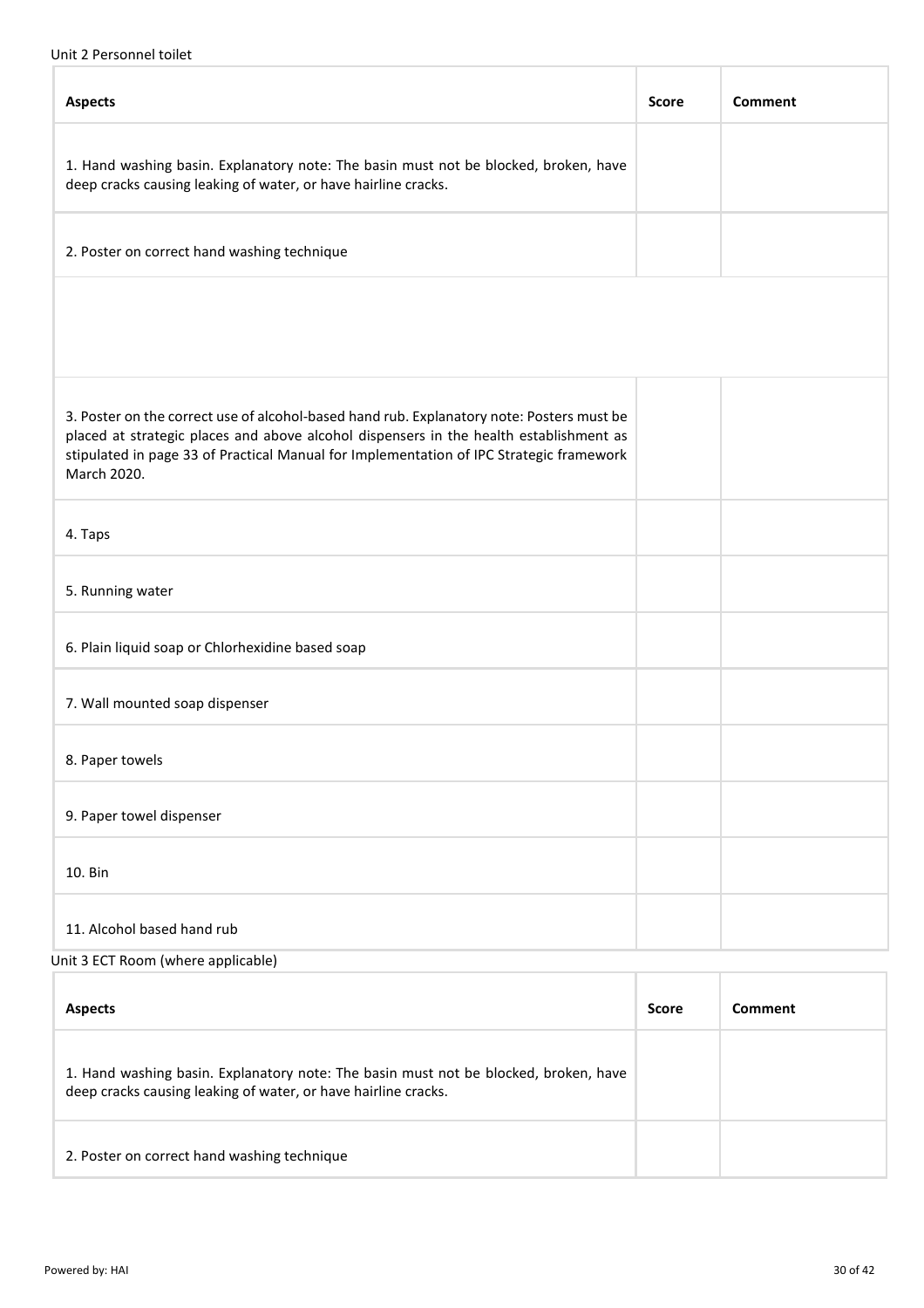Unit 2 Personnel toilet

| Aspects | Score | Comment |
| --- | --- | --- |
| 1. Hand washing basin. Explanatory note: The basin must not be blocked, broken, have deep cracks causing leaking of water, or have hairline cracks. | | |
| 2. Poster on correct hand washing technique | | |
| 3. Poster on the correct use of alcohol-based hand rub. Explanatory note: Posters must be placed at strategic places and above alcohol dispensers in the health establishment as stipulated in page 33 of Practical Manual for Implementation of IPC Strategic framework March 2020. | | |
| 4. Taps | | |
| 5. Running water | | |
| 6. Plain liquid soap or Chlorhexidine based soap | | |
| 7. Wall mounted soap dispenser | | |
| 8. Paper towels | | |
| 9. Paper towel dispenser | | |
| 10. Bin | | |
| 11. Alcohol based hand rub | | |

Unit 3 ECT Room (where applicable)

| Aspects | Score | Comment |
| --- | --- | --- |
| 1. Hand washing basin. Explanatory note: The basin must not be blocked, broken, have deep cracks causing leaking of water, or have hairline cracks. | | |
| 2. Poster on correct hand washing technique | | |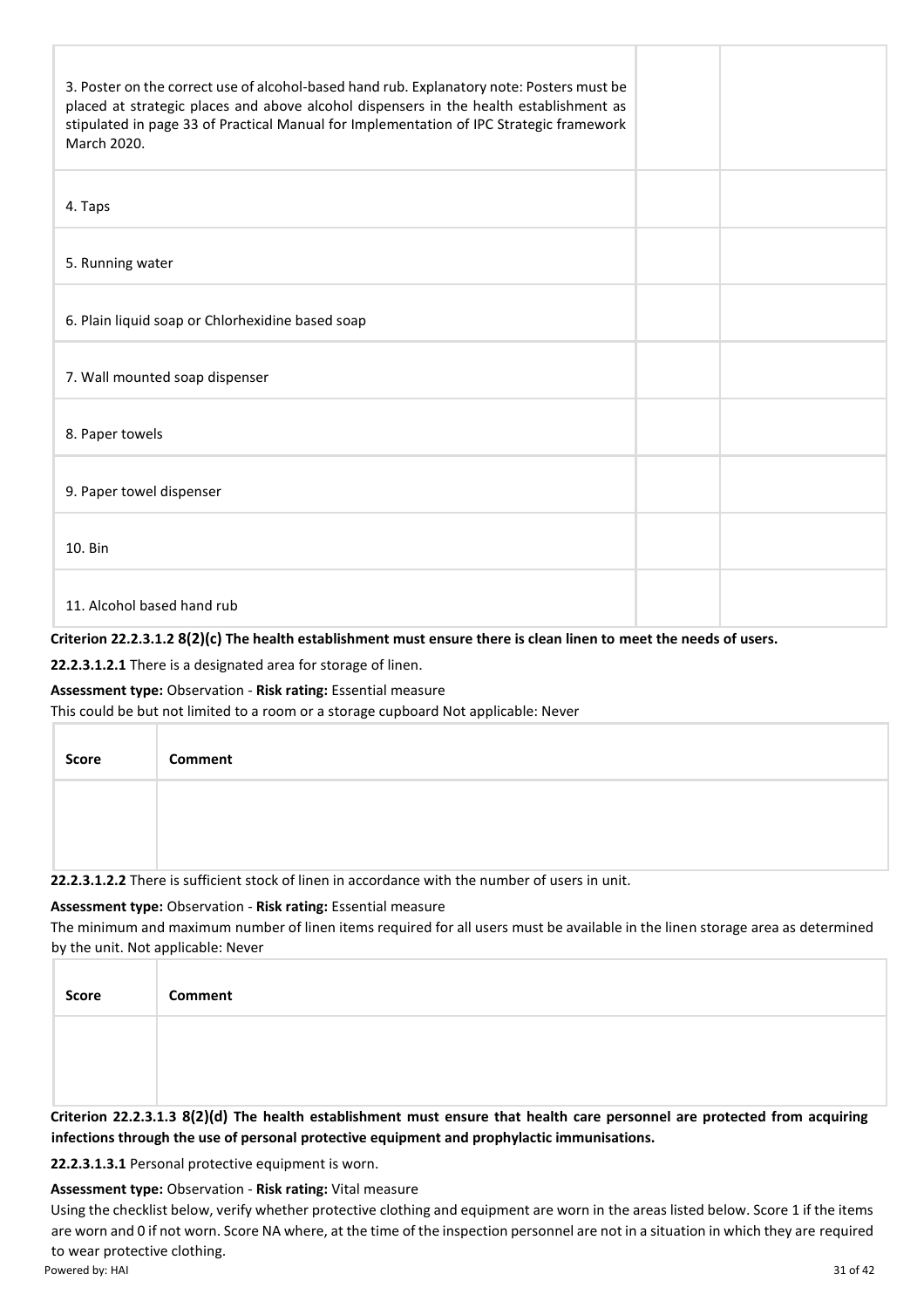| | | |
|---|---|---|
| 3. Poster on the correct use of alcohol-based hand rub. Explanatory note: Posters must be placed at strategic places and above alcohol dispensers in the health establishment as stipulated in page 33 of Practical Manual for Implementation of IPC Strategic framework March 2020. | | |
| 4. Taps | | |
| 5. Running water | | |
| 6. Plain liquid soap or Chlorhexidine based soap | | |
| 7. Wall mounted soap dispenser | | |
| 8. Paper towels | | |
| 9. Paper towel dispenser | | |
| 10. Bin | | |
| 11. Alcohol based hand rub | | |

**Criterion 22.2.3.1.2 8(2)(c) The health establishment must ensure there is clean linen to meet the needs of users.**

**22.2.3.1.2.1** There is a designated area for storage of linen.

**Assessment type:** Observation - **Risk rating:** Essential measure

This could be but not limited to a room or a storage cupboard Not applicable: Never

| Score | Comment |
|---|---|
| | |

**22.2.3.1.2.2** There is sufficient stock of linen in accordance with the number of users in unit.

**Assessment type:** Observation - **Risk rating:** Essential measure

The minimum and maximum number of linen items required for all users must be available in the linen storage area as determined by the unit. Not applicable: Never

| Score | Comment |
|---|---|
| | |

**Criterion 22.2.3.1.3 8(2)(d) The health establishment must ensure that health care personnel are protected from acquiring infections through the use of personal protective equipment and prophylactic immunisations.**

**22.2.3.1.3.1** Personal protective equipment is worn.

**Assessment type:** Observation - **Risk rating:** Vital measure

Using the checklist below, verify whether protective clothing and equipment are worn in the areas listed below. Score 1 if the items are worn and 0 if not worn. Score NA where, at the time of the inspection personnel are not in a situation in which they are required to wear protective clothing.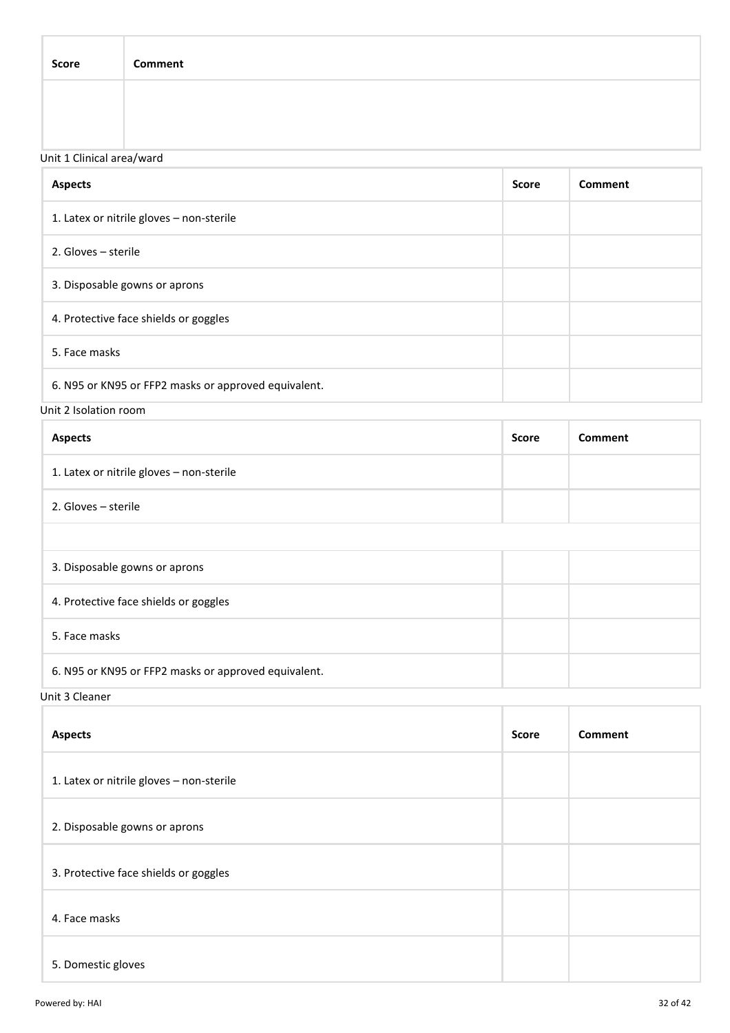| Score | Comment |
| --- | --- |
| | |

Unit 1 Clinical area/ward

| Aspects | Score | Comment |
| --- | --- | --- |
| 1. Latex or nitrile gloves – non-sterile | | |
| 2. Gloves – sterile | | |
| 3. Disposable gowns or aprons | | |
| 4. Protective face shields or goggles | | |
| 5. Face masks | | |
| 6. N95 or KN95 or FFP2 masks or approved equivalent. | | |

Unit 2 Isolation room

| Aspects | Score | Comment |
| --- | --- | --- |
| 1. Latex or nitrile gloves – non-sterile | | |
| 2. Gloves – sterile | | |
| | | |
| 3. Disposable gowns or aprons | | |
| 4. Protective face shields or goggles | | |
| 5. Face masks | | |
| 6. N95 or KN95 or FFP2 masks or approved equivalent. | | |

Unit 3 Cleaner

| Aspects | Score | Comment |
| --- | --- | --- |
| 1. Latex or nitrile gloves – non-sterile | | |
| 2. Disposable gowns or aprons | | |
| 3. Protective face shields or goggles | | |
| 4. Face masks | | |
| 5. Domestic gloves | | |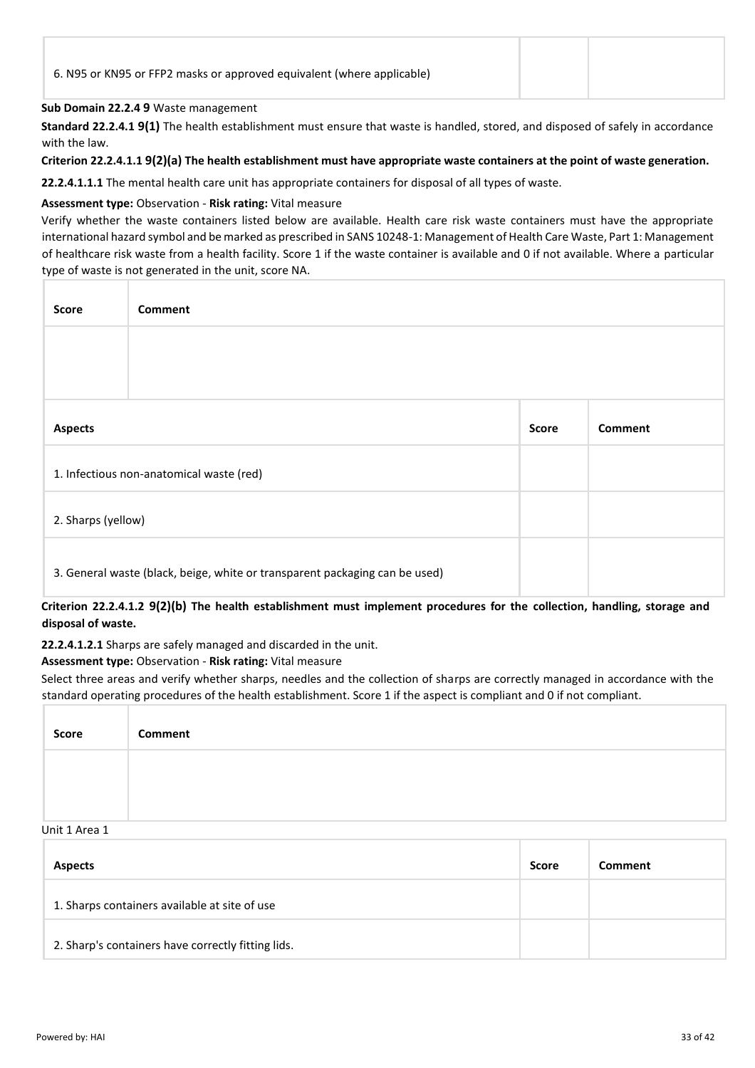| 6. N95 or KN95 or FFP2 masks or approved equivalent (where applicable) | | |
|---|---|---|

**Sub Domain 22.2.4 9** Waste management

**Standard 22.2.4.1 9(1)** The health establishment must ensure that waste is handled, stored, and disposed of safely in accordance with the law.

**Criterion 22.2.4.1.1 9(2)(a) The health establishment must have appropriate waste containers at the point of waste generation.**

**22.2.4.1.1.1** The mental health care unit has appropriate containers for disposal of all types of waste.

**Assessment type:** Observation - **Risk rating:** Vital measure

Verify whether the waste containers listed below are available. Health care risk waste containers must have the appropriate international hazard symbol and be marked as prescribed in SANS 10248-1: Management of Health Care Waste, Part 1: Management of healthcare risk waste from a health facility. Score 1 if the waste container is available and 0 if not available. Where a particular type of waste is not generated in the unit, score NA.

| Score | Comment |
|---|---|
| | |

| Aspects | Score | Comment |
|---|---|---|
| 1. Infectious non-anatomical waste (red) | | |
| 2. Sharps (yellow) | | |
| 3. General waste (black, beige, white or transparent packaging can be used) | | |

**Criterion 22.2.4.1.2 9(2)(b) The health establishment must implement procedures for the collection, handling, storage and disposal of waste.**

**22.2.4.1.2.1** Sharps are safely managed and discarded in the unit.

**Assessment type:** Observation - **Risk rating:** Vital measure

Select three areas and verify whether sharps, needles and the collection of sharps are correctly managed in accordance with the standard operating procedures of the health establishment. Score 1 if the aspect is compliant and 0 if not compliant.

| Score | Comment |
|---|---|
| | |

Unit 1 Area 1

| Aspects | Score | Comment |
|---|---|---|
| 1. Sharps containers available at site of use | | |
| 2. Sharp's containers have correctly fitting lids. | | |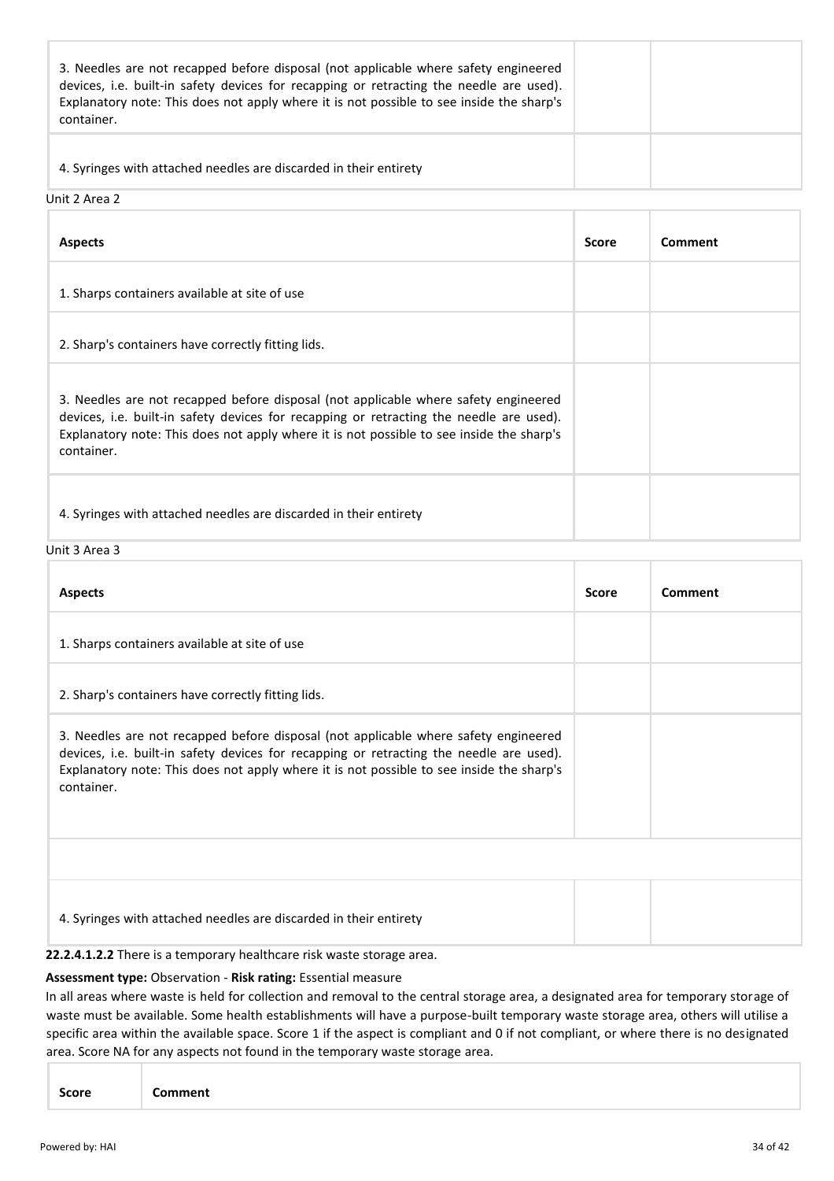| | | |
|---|---|---|
| 3. Needles are not recapped before disposal (not applicable where safety engineered devices, i.e. built-in safety devices for recapping or retracting the needle are used). Explanatory note: This does not apply where it is not possible to see inside the sharp's container. | | |
| 4. Syringes with attached needles are discarded in their entirety | | |

Unit 2 Area 2

| Aspects | Score | Comment |
|---|---|---|
| 1. Sharps containers available at site of use | | |
| 2. Sharp's containers have correctly fitting lids. | | |
| 3. Needles are not recapped before disposal (not applicable where safety engineered devices, i.e. built-in safety devices for recapping or retracting the needle are used). Explanatory note: This does not apply where it is not possible to see inside the sharp's container. | | |
| 4. Syringes with attached needles are discarded in their entirety | | |

Unit 3 Area 3

| Aspects | Score | Comment |
|---|---|---|
| 1. Sharps containers available at site of use | | |
| 2. Sharp's containers have correctly fitting lids. | | |
| 3. Needles are not recapped before disposal (not applicable where safety engineered devices, i.e. built-in safety devices for recapping or retracting the needle are used). Explanatory note: This does not apply where it is not possible to see inside the sharp's container. | | |
| | | |
| 4. Syringes with attached needles are discarded in their entirety | | |

**22.2.4.1.2.2** There is a temporary healthcare risk waste storage area.

**Assessment type:** Observation - **Risk rating:** Essential measure

In all areas where waste is held for collection and removal to the central storage area, a designated area for temporary storage of waste must be available. Some health establishments will have a purpose-built temporary waste storage area, others will utilise a specific area within the available space. Score 1 if the aspect is compliant and 0 if not compliant, or where there is no designated area. Score NA for any aspects not found in the temporary waste storage area.

| Score | Comment |
|---|---|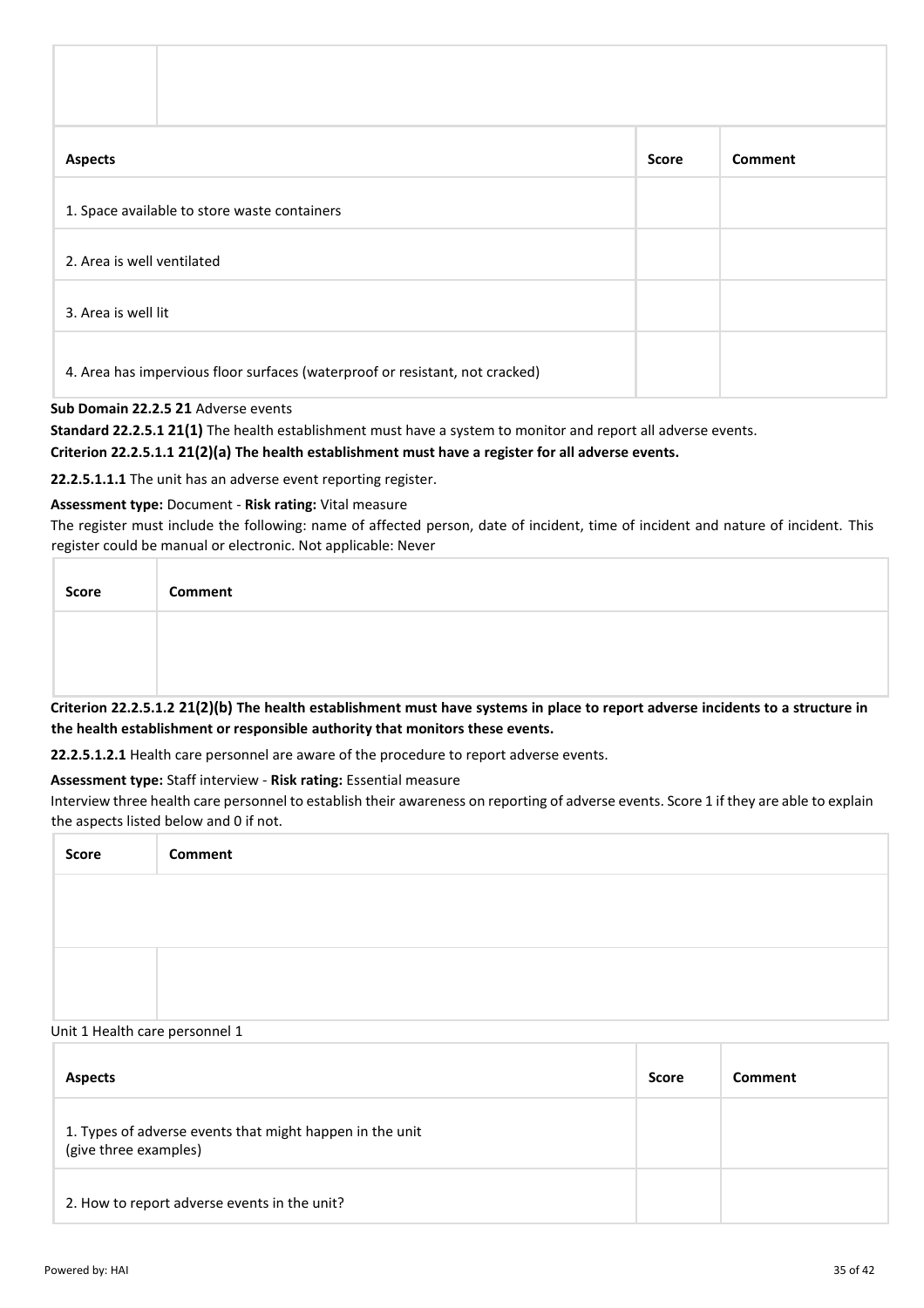| | |
|---|---|
| | |

| Aspects | Score | Comment |
|---|---|---|
| 1. Space available to store waste containers | | |
| 2. Area is well ventilated | | |
| 3. Area is well lit | | |
| 4. Area has impervious floor surfaces (waterproof or resistant, not cracked) | | |

**Sub Domain 22.2.5 21** Adverse events

**Standard 22.2.5.1 21(1)** The health establishment must have a system to monitor and report all adverse events.

**Criterion 22.2.5.1.1 21(2)(a) The health establishment must have a register for all adverse events.**

**22.2.5.1.1.1** The unit has an adverse event reporting register.

**Assessment type:** Document - **Risk rating:** Vital measure

The register must include the following: name of affected person, date of incident, time of incident and nature of incident. This register could be manual or electronic. Not applicable: Never

| Score | Comment |
|---|---|
| | |

**Criterion 22.2.5.1.2 21(2)(b) The health establishment must have systems in place to report adverse incidents to a structure in the health establishment or responsible authority that monitors these events.**

**22.2.5.1.2.1** Health care personnel are aware of the procedure to report adverse events.

**Assessment type:** Staff interview - **Risk rating:** Essential measure

Interview three health care personnel to establish their awareness on reporting of adverse events. Score 1 if they are able to explain the aspects listed below and 0 if not.

| Score | Comment |
|---|---|
| | |
| | |

Unit 1 Health care personnel 1

| Aspects | Score | Comment |
|---|---|---|
| 1. Types of adverse events that might happen in the unit (give three examples) | | |
| 2. How to report adverse events in the unit? | | |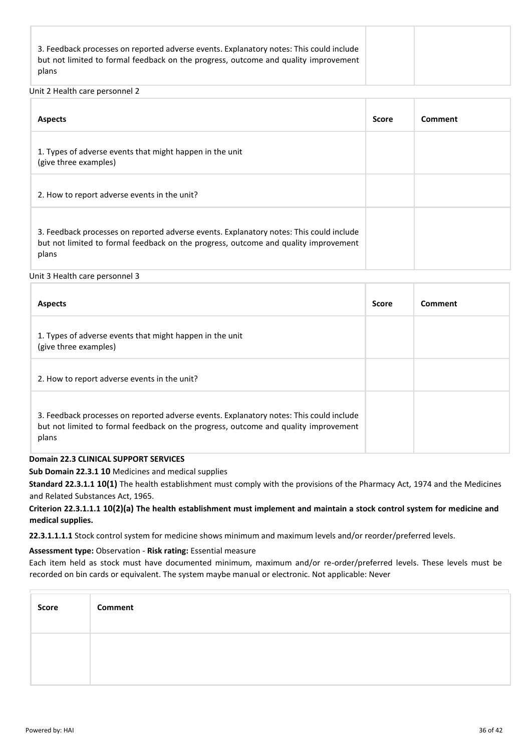| | | |
|---|---|---|
| 3. Feedback processes on reported adverse events. Explanatory notes: This could include but not limited to formal feedback on the progress, outcome and quality improvement plans | | |

Unit 2 Health care personnel 2

| Aspects | Score | Comment |
|---|---|---|
| 1. Types of adverse events that might happen in the unit (give three examples) | | |
| 2. How to report adverse events in the unit? | | |
| 3. Feedback processes on reported adverse events. Explanatory notes: This could include but not limited to formal feedback on the progress, outcome and quality improvement plans | | |

Unit 3 Health care personnel 3

| Aspects | Score | Comment |
|---|---|---|
| 1. Types of adverse events that might happen in the unit (give three examples) | | |
| 2. How to report adverse events in the unit? | | |
| 3. Feedback processes on reported adverse events. Explanatory notes: This could include but not limited to formal feedback on the progress, outcome and quality improvement plans | | |

**Domain 22.3 CLINICAL SUPPORT SERVICES**

**Sub Domain 22.3.1 10** Medicines and medical supplies

**Standard 22.3.1.1 10(1)** The health establishment must comply with the provisions of the Pharmacy Act, 1974 and the Medicines and Related Substances Act, 1965.

**Criterion 22.3.1.1.1 10(2)(a) The health establishment must implement and maintain a stock control system for medicine and medical supplies.**

**22.3.1.1.1.1** Stock control system for medicine shows minimum and maximum levels and/or reorder/preferred levels.

**Assessment type:** Observation - **Risk rating:** Essential measure

Each item held as stock must have documented minimum, maximum and/or re-order/preferred levels. These levels must be recorded on bin cards or equivalent. The system maybe manual or electronic. Not applicable: Never

| Score | Comment |
|---|---|
| | |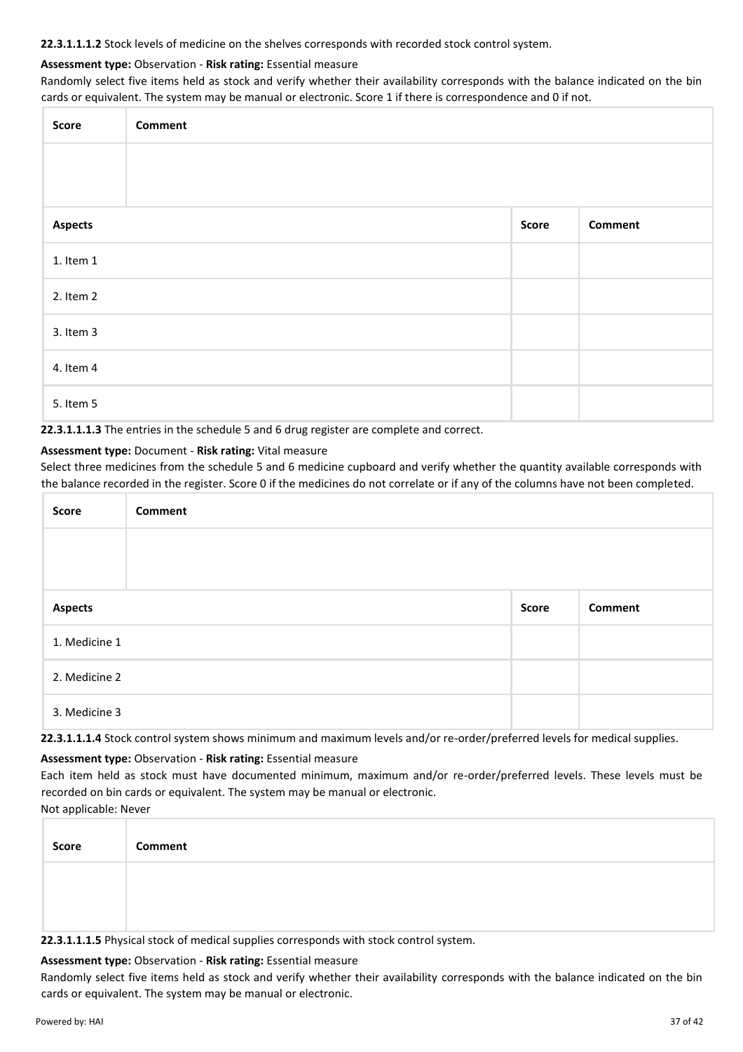**22.3.1.1.1.2** Stock levels of medicine on the shelves corresponds with recorded stock control system.

**Assessment type:** Observation - **Risk rating:** Essential measure

Randomly select five items held as stock and verify whether their availability corresponds with the balance indicated on the bin cards or equivalent. The system may be manual or electronic. Score 1 if there is correspondence and 0 if not.

| Score | Comment |
|---|---|
| | |

| Aspects | Score | Comment |
|---|---|---|
| 1. Item 1 | | |
| 2. Item 2 | | |
| 3. Item 3 | | |
| 4. Item 4 | | |
| 5. Item 5 | | |

**22.3.1.1.1.3** The entries in the schedule 5 and 6 drug register are complete and correct.

**Assessment type:** Document - **Risk rating:** Vital measure

Select three medicines from the schedule 5 and 6 medicine cupboard and verify whether the quantity available corresponds with the balance recorded in the register. Score 0 if the medicines do not correlate or if any of the columns have not been completed.

| Score | Comment |
|---|---|
| | |

| Aspects | Score | Comment |
|---|---|---|
| 1. Medicine 1 | | |
| 2. Medicine 2 | | |
| 3. Medicine 3 | | |

**22.3.1.1.1.4** Stock control system shows minimum and maximum levels and/or re-order/preferred levels for medical supplies.

**Assessment type:** Observation - **Risk rating:** Essential measure

Each item held as stock must have documented minimum, maximum and/or re-order/preferred levels. These levels must be recorded on bin cards or equivalent. The system may be manual or electronic.

Not applicable: Never

| Score | Comment |
|---|---|
| | |

**22.3.1.1.1.5** Physical stock of medical supplies corresponds with stock control system.

**Assessment type:** Observation - **Risk rating:** Essential measure

Randomly select five items held as stock and verify whether their availability corresponds with the balance indicated on the bin cards or equivalent. The system may be manual or electronic.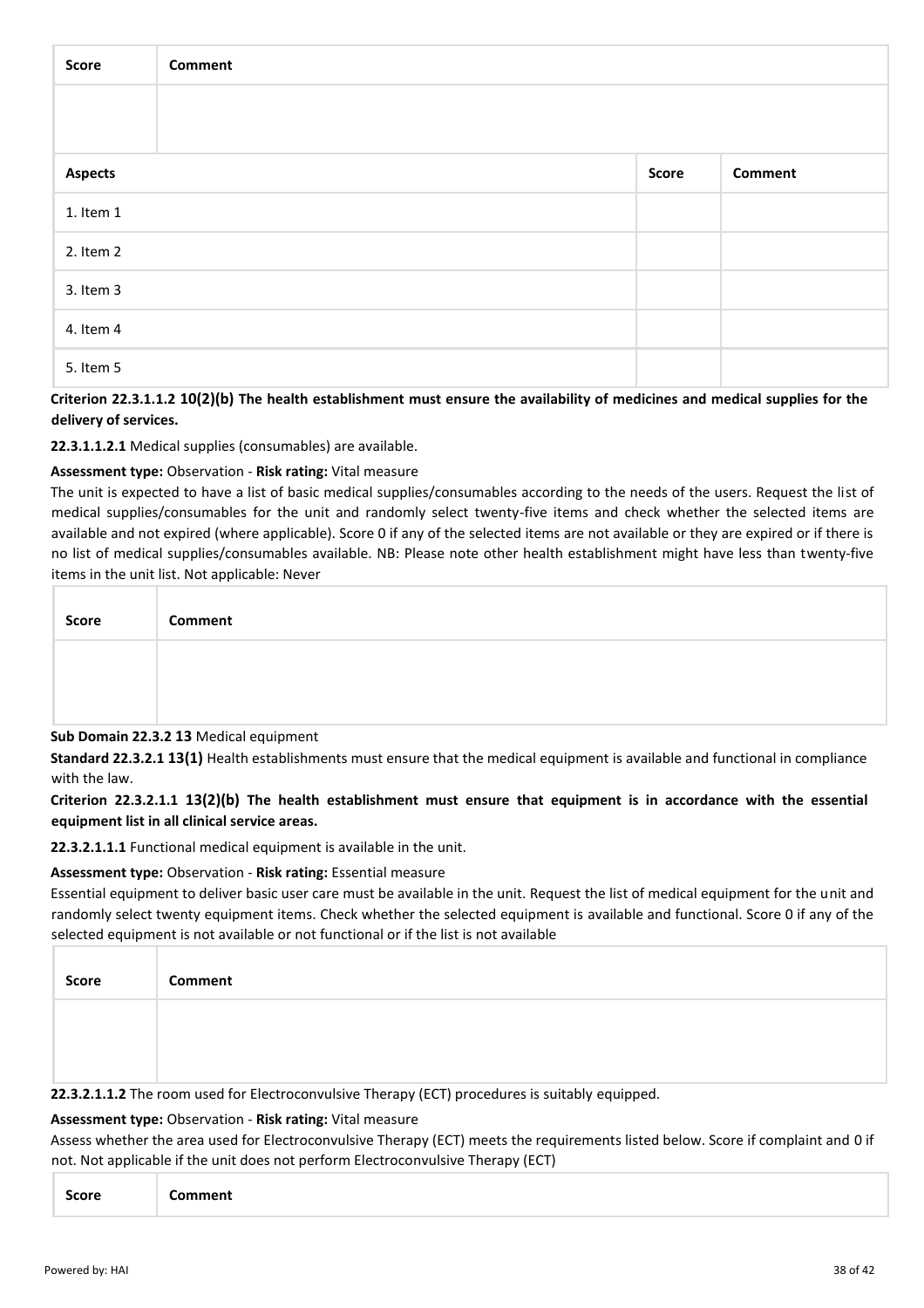| Score | Comment |
| --- | --- |
| | |

| Aspects | Score | Comment |
| --- | --- | --- |
| 1. Item 1 | | |
| 2. Item 2 | | |
| 3. Item 3 | | |
| 4. Item 4 | | |
| 5. Item 5 | | |

**Criterion 22.3.1.1.2 10(2)(b) The health establishment must ensure the availability of medicines and medical supplies for the delivery of services.**

**22.3.1.1.2.1** Medical supplies (consumables) are available.

**Assessment type:** Observation - **Risk rating:** Vital measure

The unit is expected to have a list of basic medical supplies/consumables according to the needs of the users. Request the list of medical supplies/consumables for the unit and randomly select twenty-five items and check whether the selected items are available and not expired (where applicable). Score 0 if any of the selected items are not available or they are expired or if there is no list of medical supplies/consumables available. NB: Please note other health establishment might have less than twenty-five items in the unit list. Not applicable: Never

| Score | Comment |
| --- | --- |
| | |

**Sub Domain 22.3.2 13** Medical equipment

**Standard 22.3.2.1 13(1)** Health establishments must ensure that the medical equipment is available and functional in compliance with the law.

**Criterion 22.3.2.1.1 13(2)(b) The health establishment must ensure that equipment is in accordance with the essential equipment list in all clinical service areas.**

**22.3.2.1.1.1** Functional medical equipment is available in the unit.

**Assessment type:** Observation - **Risk rating:** Essential measure

Essential equipment to deliver basic user care must be available in the unit. Request the list of medical equipment for the unit and randomly select twenty equipment items. Check whether the selected equipment is available and functional. Score 0 if any of the selected equipment is not available or not functional or if the list is not available

| Score | Comment |
| --- | --- |
| | |

**22.3.2.1.1.2** The room used for Electroconvulsive Therapy (ECT) procedures is suitably equipped.

**Assessment type:** Observation - **Risk rating:** Vital measure

Assess whether the area used for Electroconvulsive Therapy (ECT) meets the requirements listed below. Score if complaint and 0 if not. Not applicable if the unit does not perform Electroconvulsive Therapy (ECT)

| Score | Comment |
| --- | --- |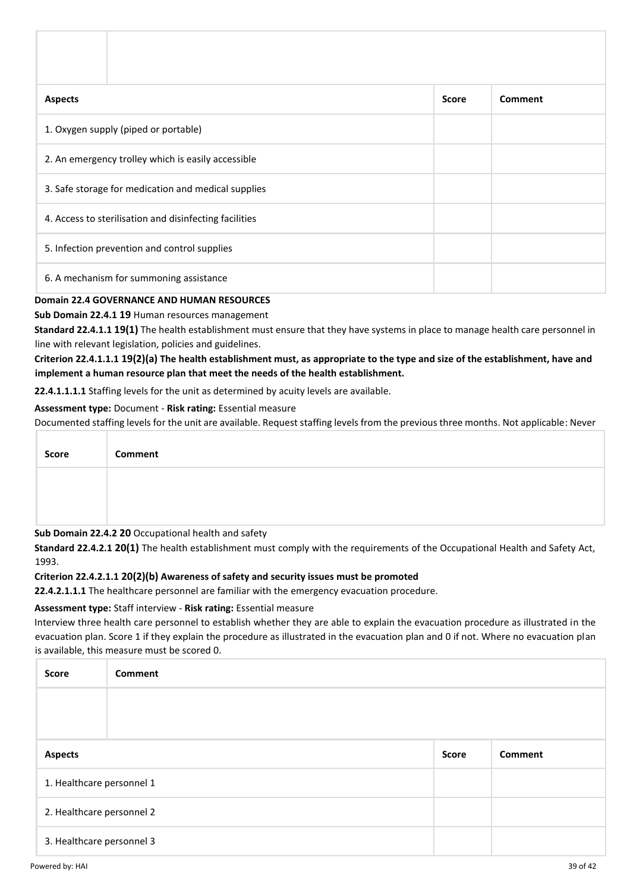| | |
|---|---|
| | |

| Aspects | Score | Comment |
|---|---|---|
| 1. Oxygen supply (piped or portable) | | |
| 2. An emergency trolley which is easily accessible | | |
| 3. Safe storage for medication and medical supplies | | |
| 4. Access to sterilisation and disinfecting facilities | | |
| 5. Infection prevention and control supplies | | |
| 6. A mechanism for summoning assistance | | |

**Domain 22.4 GOVERNANCE AND HUMAN RESOURCES**

**Sub Domain 22.4.1 19** Human resources management

**Standard 22.4.1.1 19(1)** The health establishment must ensure that they have systems in place to manage health care personnel in line with relevant legislation, policies and guidelines.

**Criterion 22.4.1.1.1 19(2)(a) The health establishment must, as appropriate to the type and size of the establishment, have and implement a human resource plan that meet the needs of the health establishment.**

**22.4.1.1.1.1** Staffing levels for the unit as determined by acuity levels are available.

**Assessment type:** Document - **Risk rating:** Essential measure

Documented staffing levels for the unit are available. Request staffing levels from the previous three months. Not applicable: Never

| Score | Comment |
|---|---|
| | |

**Sub Domain 22.4.2 20** Occupational health and safety

**Standard 22.4.2.1 20(1)** The health establishment must comply with the requirements of the Occupational Health and Safety Act, 1993.

**Criterion 22.4.2.1.1 20(2)(b) Awareness of safety and security issues must be promoted**

**22.4.2.1.1.1** The healthcare personnel are familiar with the emergency evacuation procedure.

**Assessment type:** Staff interview - **Risk rating:** Essential measure

Interview three health care personnel to establish whether they are able to explain the evacuation procedure as illustrated in the evacuation plan. Score 1 if they explain the procedure as illustrated in the evacuation plan and 0 if not. Where no evacuation plan is available, this measure must be scored 0.

| Score | Comment |
|---|---|
| | |

| Aspects | Score | Comment |
|---|---|---|
| 1. Healthcare personnel 1 | | |
| 2. Healthcare personnel 2 | | |
| 3. Healthcare personnel 3 | | |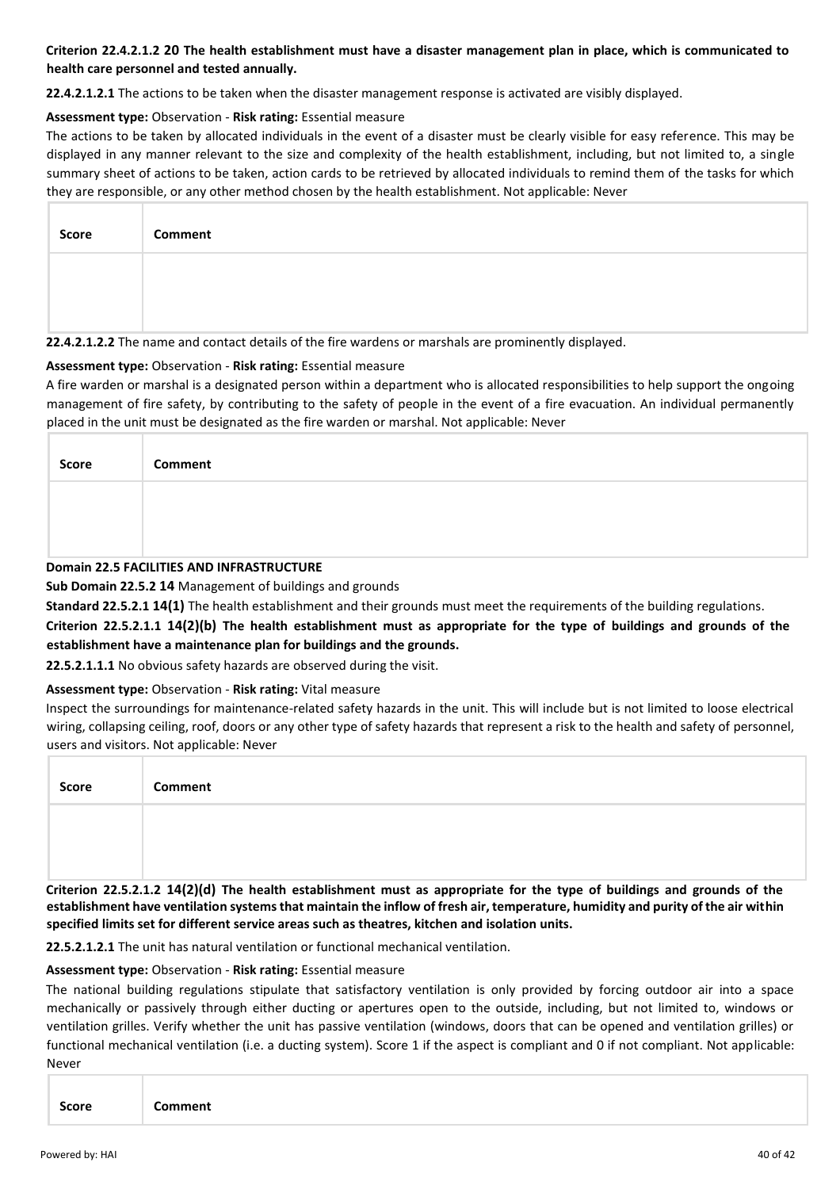**Criterion 22.4.2.1.2 20 The health establishment must have a disaster management plan in place, which is communicated to health care personnel and tested annually.**

**22.4.2.1.2.1** The actions to be taken when the disaster management response is activated are visibly displayed.

**Assessment type:** Observation - **Risk rating:** Essential measure

The actions to be taken by allocated individuals in the event of a disaster must be clearly visible for easy reference. This may be displayed in any manner relevant to the size and complexity of the health establishment, including, but not limited to, a single summary sheet of actions to be taken, action cards to be retrieved by allocated individuals to remind them of the tasks for which they are responsible, or any other method chosen by the health establishment. Not applicable: Never

| Score | Comment |
| --- | --- |
| | |

**22.4.2.1.2.2** The name and contact details of the fire wardens or marshals are prominently displayed.

**Assessment type:** Observation - **Risk rating:** Essential measure

A fire warden or marshal is a designated person within a department who is allocated responsibilities to help support the ongoing management of fire safety, by contributing to the safety of people in the event of a fire evacuation. An individual permanently placed in the unit must be designated as the fire warden or marshal. Not applicable: Never

| Score | Comment |
| --- | --- |
| | |

**Domain 22.5 FACILITIES AND INFRASTRUCTURE**

**Sub Domain 22.5.2 14** Management of buildings and grounds

**Standard 22.5.2.1 14(1)** The health establishment and their grounds must meet the requirements of the building regulations.

**Criterion 22.5.2.1.1 14(2)(b) The health establishment must as appropriate for the type of buildings and grounds of the establishment have a maintenance plan for buildings and the grounds.**

**22.5.2.1.1.1** No obvious safety hazards are observed during the visit.

**Assessment type:** Observation - **Risk rating:** Vital measure

Inspect the surroundings for maintenance-related safety hazards in the unit. This will include but is not limited to loose electrical wiring, collapsing ceiling, roof, doors or any other type of safety hazards that represent a risk to the health and safety of personnel, users and visitors. Not applicable: Never

| Score | Comment |
| --- | --- |
| | |

**Criterion 22.5.2.1.2 14(2)(d) The health establishment must as appropriate for the type of buildings and grounds of the establishment have ventilation systems that maintain the inflow of fresh air, temperature, humidity and purity of the air within specified limits set for different service areas such as theatres, kitchen and isolation units.**

**22.5.2.1.2.1** The unit has natural ventilation or functional mechanical ventilation.

**Assessment type:** Observation - **Risk rating:** Essential measure

The national building regulations stipulate that satisfactory ventilation is only provided by forcing outdoor air into a space mechanically or passively through either ducting or apertures open to the outside, including, but not limited to, windows or ventilation grilles. Verify whether the unit has passive ventilation (windows, doors that can be opened and ventilation grilles) or functional mechanical ventilation (i.e. a ducting system). Score 1 if the aspect is compliant and 0 if not compliant. Not applicable: Never

| Score | Comment |
| --- | --- |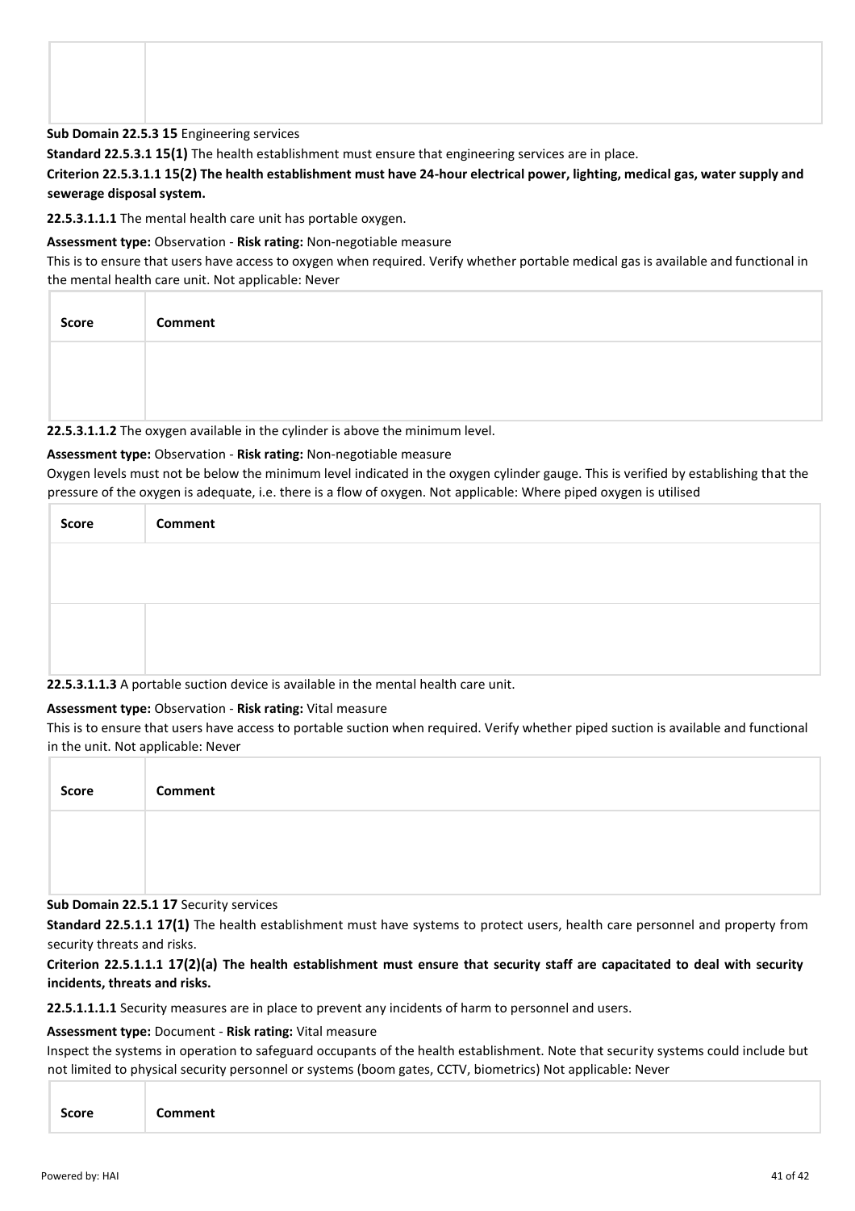| | |
|---|---|
| | |

**Sub Domain 22.5.3 15** Engineering services

**Standard 22.5.3.1 15(1)** The health establishment must ensure that engineering services are in place.

**Criterion 22.5.3.1.1 15(2) The health establishment must have 24-hour electrical power, lighting, medical gas, water supply and sewerage disposal system.**

**22.5.3.1.1.1** The mental health care unit has portable oxygen.

**Assessment type:** Observation - **Risk rating:** Non-negotiable measure

This is to ensure that users have access to oxygen when required. Verify whether portable medical gas is available and functional in the mental health care unit. Not applicable: Never

| Score | Comment |
|---|---|
| | |

**22.5.3.1.1.2** The oxygen available in the cylinder is above the minimum level.

**Assessment type:** Observation - **Risk rating:** Non-negotiable measure

Oxygen levels must not be below the minimum level indicated in the oxygen cylinder gauge. This is verified by establishing that the pressure of the oxygen is adequate, i.e. there is a flow of oxygen. Not applicable: Where piped oxygen is utilised

| Score | Comment |
|---|---|
| | |
| | |

**22.5.3.1.1.3** A portable suction device is available in the mental health care unit.

**Assessment type:** Observation - **Risk rating:** Vital measure

This is to ensure that users have access to portable suction when required. Verify whether piped suction is available and functional in the unit. Not applicable: Never

| Score | Comment |
|---|---|
| | |

**Sub Domain 22.5.1 17** Security services

**Standard 22.5.1.1 17(1)** The health establishment must have systems to protect users, health care personnel and property from security threats and risks.

**Criterion 22.5.1.1.1 17(2)(a) The health establishment must ensure that security staff are capacitated to deal with security incidents, threats and risks.**

**22.5.1.1.1.1** Security measures are in place to prevent any incidents of harm to personnel and users.

**Assessment type:** Document - **Risk rating:** Vital measure

Inspect the systems in operation to safeguard occupants of the health establishment. Note that security systems could include but not limited to physical security personnel or systems (boom gates, CCTV, biometrics) Not applicable: Never

| Score | Comment |
|---|---|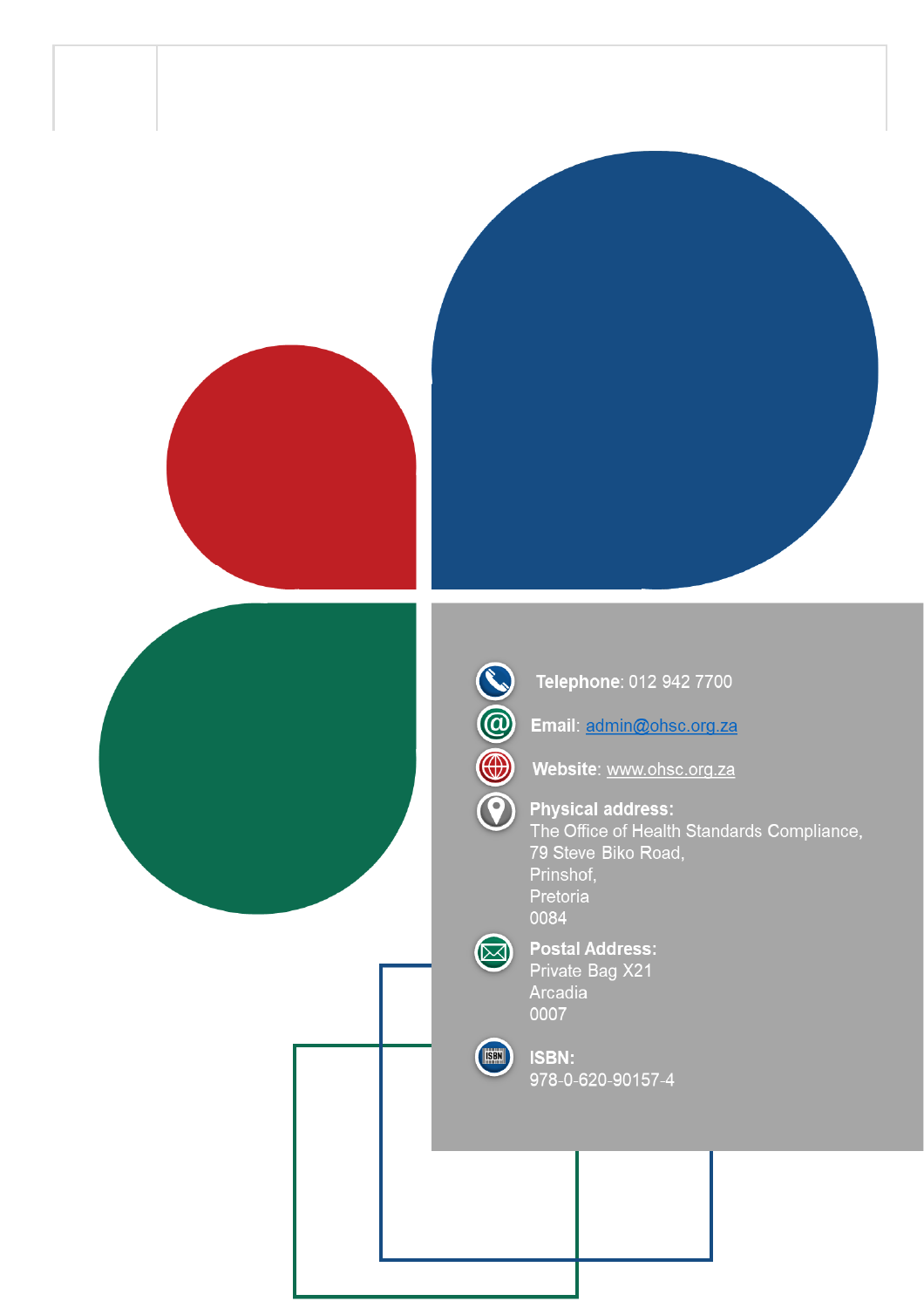**Telephone**: 012 942 7700

**Email**: admin@ohsc.org.za

**Website**: www.ohsc.org.za

**Physical address:**
The Office of Health Standards Compliance,
79 Steve Biko Road,
Prinshof,
Pretoria
0084

**Postal Address:**
Private Bag X21
Arcadia
0007

**ISBN:**
978-0-620-90157-4